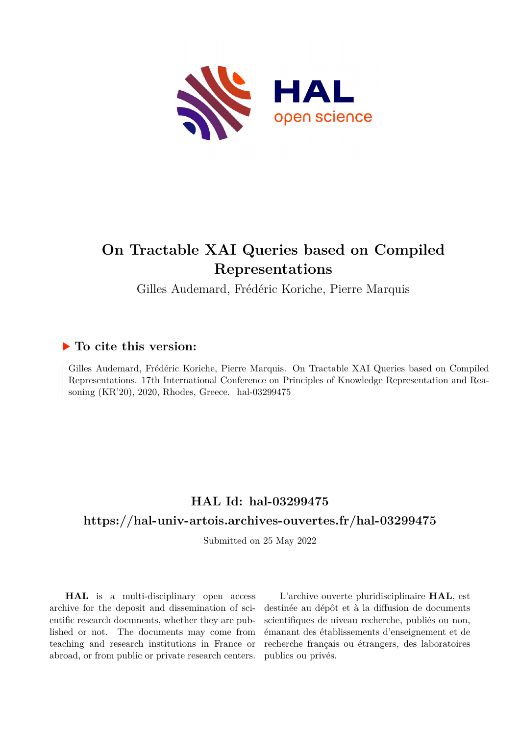# On Tractable XAI Queries based on Compiled Representations

Gilles Audemard, Frédéric Koriche, Pierre Marquis

## ▶ To cite this version:

Gilles Audemard, Frédéric Koriche, Pierre Marquis. On Tractable XAI Queries based on Compiled Representations. 17th International Conference on Principles of Knowledge Representation and Reasoning (KR'20), 2020, Rhodes, Greece. hal-03299475

## HAL Id: hal-03299475

## https://hal-univ-artois.archives-ouvertes.fr/hal-03299475

Submitted on 25 May 2022

**HAL** is a multi-disciplinary open access archive for the deposit and dissemination of scientific research documents, whether they are published or not. The documents may come from teaching and research institutions in France or abroad, or from public or private research centers.

L'archive ouverte pluridisciplinaire **HAL**, est destinée au dépôt et à la diffusion de documents scientifiques de niveau recherche, publiés ou non, émanant des établissements d'enseignement et de recherche français ou étrangers, des laboratoires publics ou privés.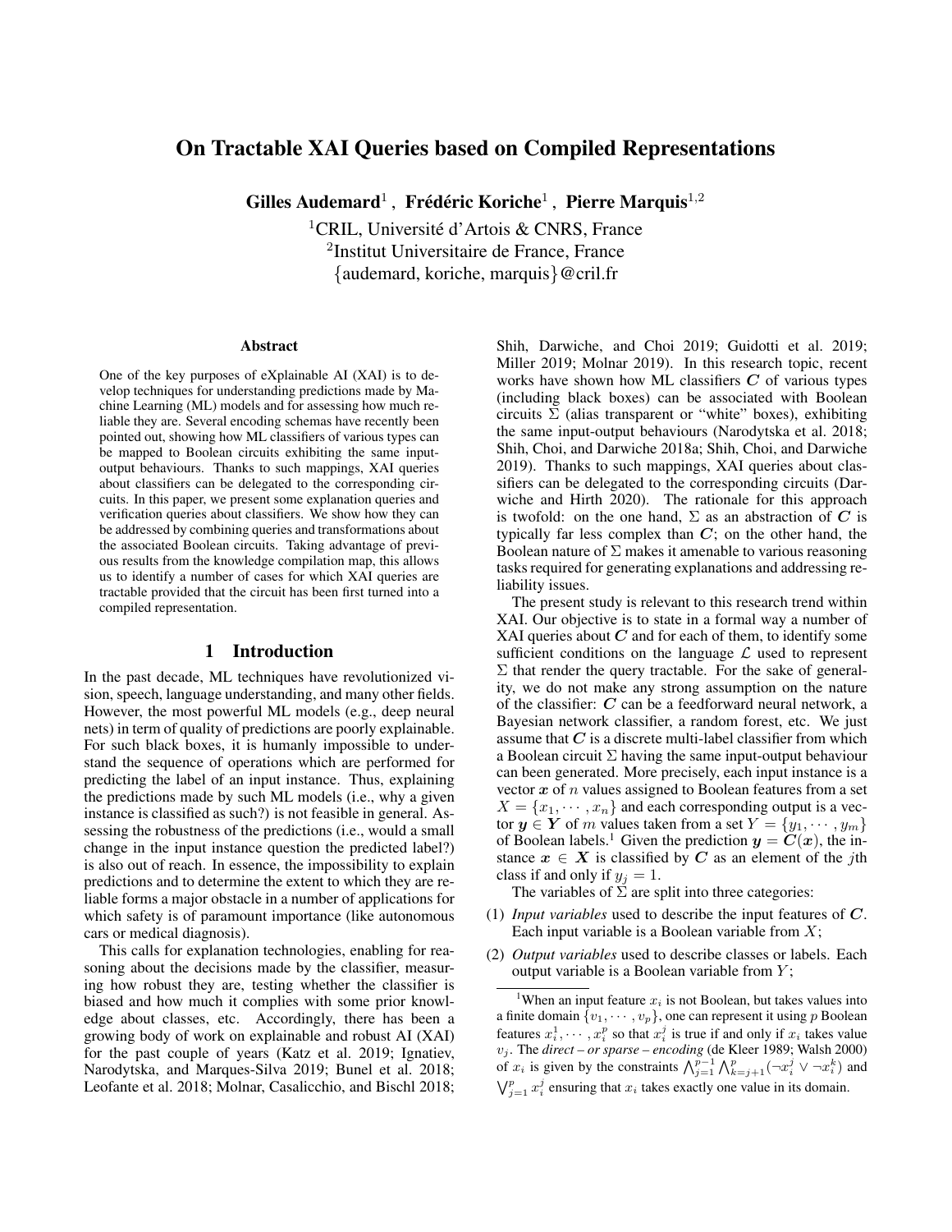# On Tractable XAI Queries based on Compiled Representations

**Gilles Audemard**[1], **Frédéric Koriche**[1], **Pierre Marquis**[1,2]

[1]CRIL, Université d'Artois & CNRS, France
[2]Institut Universitaire de France, France
{audemard, koriche, marquis}@cril.fr

### Abstract

One of the key purposes of eXplainable AI (XAI) is to develop techniques for understanding predictions made by Machine Learning (ML) models and for assessing how much reliable they are. Several encoding schemas have recently been pointed out, showing how ML classifiers of various types can be mapped to Boolean circuits exhibiting the same input-output behaviours. Thanks to such mappings, XAI queries about classifiers can be delegated to the corresponding circuits. In this paper, we present some explanation queries and verification queries about classifiers. We show how they can be addressed by combining queries and transformations about the associated Boolean circuits. Taking advantage of previous results from the knowledge compilation map, this allows us to identify a number of cases for which XAI queries are tractable provided that the circuit has been first turned into a compiled representation.

## 1 Introduction

In the past decade, ML techniques have revolutionized vision, speech, language understanding, and many other fields. However, the most powerful ML models (e.g., deep neural nets) in term of quality of predictions are poorly explainable. For such black boxes, it is humanly impossible to understand the sequence of operations which are performed for predicting the label of an input instance. Thus, explaining the predictions made by such ML models (i.e., why a given instance is classified as such?) is not feasible in general. Assessing the robustness of the predictions (i.e., would a small change in the input instance question the predicted label?) is also out of reach. In essence, the impossibility to explain predictions and to determine the extent to which they are reliable forms a major obstacle in a number of applications for which safety is of paramount importance (like autonomous cars or medical diagnosis).

This calls for explanation technologies, enabling for reasoning about the decisions made by the classifier, measuring how robust they are, testing whether the classifier is biased and how much it complies with some prior knowledge about classes, etc. Accordingly, there has been a growing body of work on explainable and robust AI (XAI) for the past couple of years (Katz et al. 2019; Ignatiev, Narodytska, and Marques-Silva 2019; Bunel et al. 2018; Leofante et al. 2018; Molnar, Casalicchio, and Bischl 2018; Shih, Darwiche, and Choi 2019; Guidotti et al. 2019; Miller 2019; Molnar 2019). In this research topic, recent works have shown how ML classifiers $\boldsymbol{C}$ of various types (including black boxes) can be associated with Boolean circuits $\Sigma$ (alias transparent or "white" boxes), exhibiting the same input-output behaviours (Narodytska et al. 2018; Shih, Choi, and Darwiche 2018a; Shih, Choi, and Darwiche 2019). Thanks to such mappings, XAI queries about classifiers can be delegated to the corresponding circuits (Darwiche and Hirth 2020). The rationale for this approach is twofold: on the one hand, $\Sigma$ as an abstraction of $\boldsymbol{C}$ is typically far less complex than $\boldsymbol{C}$; on the other hand, the Boolean nature of $\Sigma$ makes it amenable to various reasoning tasks required for generating explanations and addressing reliability issues.

The present study is relevant to this research trend within XAI. Our objective is to state in a formal way a number of XAI queries about $\boldsymbol{C}$ and for each of them, to identify some sufficient conditions on the language $\mathcal{L}$ used to represent $\Sigma$ that render the query tractable. For the sake of generality, we do not make any strong assumption on the nature of the classifier: $\boldsymbol{C}$ can be a feedforward neural network, a Bayesian network classifier, a random forest, etc. We just assume that $\boldsymbol{C}$ is a discrete multi-label classifier from which a Boolean circuit $\Sigma$ having the same input-output behaviour can been generated. More precisely, each input instance is a vector $\boldsymbol{x}$ of $n$ values assigned to Boolean features from a set $X = \{x_1, \cdots, x_n\}$ and each corresponding output is a vector $\boldsymbol{y} \in \boldsymbol{Y}$ of $m$ values taken from a set $Y = \{y_1, \cdots, y_m\}$ of Boolean labels.[1] Given the prediction $\boldsymbol{y} = \boldsymbol{C}(\boldsymbol{x})$, the instance $\boldsymbol{x} \in \boldsymbol{X}$ is classified by $\boldsymbol{C}$ as an element of the $j$th class if and only if $y_j = 1$.

The variables of $\Sigma$ are split into three categories:

(1) *Input variables* used to describe the input features of $\boldsymbol{C}$. Each input variable is a Boolean variable from $X$;

(2) *Output variables* used to describe classes or labels. Each output variable is a Boolean variable from $Y$;

[1]When an input feature $x_i$ is not Boolean, but takes values into a finite domain $\{v_1, \cdots, v_p\}$, one can represent it using $p$ Boolean features $x_i^1, \cdots, x_i^p$ so that $x_i^j$ is true if and only if $x_i$ takes value $v_j$. The *direct – or sparse – encoding* (de Kleer 1989; Walsh 2000) of $x_i$ is given by the constraints $\bigwedge_{j=1}^{p-1} \bigwedge_{k=j+1}^{p} (\neg x_i^j \vee \neg x_i^k)$ and $\bigvee_{j=1}^{p} x_i^j$ ensuring that $x_i$ takes exactly one value in its domain.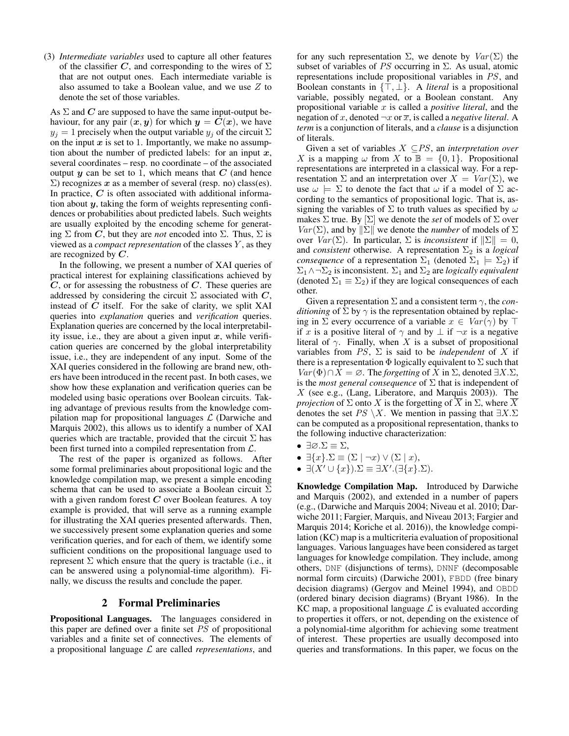(3) *Intermediate variables* used to capture all other features of the classifier $\boldsymbol{C}$, and corresponding to the wires of $\Sigma$ that are not output ones. Each intermediate variable is also assumed to take a Boolean value, and we use $Z$ to denote the set of those variables.

As $\Sigma$ and $\boldsymbol{C}$ are supposed to have the same input-output behaviour, for any pair $(\boldsymbol{x}, \boldsymbol{y})$ for which $\boldsymbol{y} = \boldsymbol{C}(\boldsymbol{x})$, we have $y_j = 1$ precisely when the output variable $y_j$ of the circuit $\Sigma$ on the input $\boldsymbol{x}$ is set to 1. Importantly, we make no assumption about the number of predicted labels: for an input $\boldsymbol{x}$, several coordinates – resp. no coordinate – of the associated output $\boldsymbol{y}$ can be set to 1, which means that $\boldsymbol{C}$ (and hence $\Sigma$) recognizes $\boldsymbol{x}$ as a member of several (resp. no) class(es). In practice, $\boldsymbol{C}$ is often associated with additional information about $\boldsymbol{y}$, taking the form of weights representing confidences or probabilities about predicted labels. Such weights are usually exploited by the encoding scheme for generating $\Sigma$ from $\boldsymbol{C}$, but they are *not* encoded into $\Sigma$. Thus, $\Sigma$ is viewed as a *compact representation* of the classes $Y$, as they are recognized by $\boldsymbol{C}$.

In the following, we present a number of XAI queries of practical interest for explaining classifications achieved by $\boldsymbol{C}$, or for assessing the robustness of $\boldsymbol{C}$. These queries are addressed by considering the circuit $\Sigma$ associated with $\boldsymbol{C}$, instead of $\boldsymbol{C}$ itself. For the sake of clarity, we split XAI queries into *explanation* queries and *verification* queries. Explanation queries are concerned by the local interpretability issue, i.e., they are about a given input $\boldsymbol{x}$, while verification queries are concerned by the global interpretability issue, i.e., they are independent of any input. Some of the XAI queries considered in the following are brand new, others have been introduced in the recent past. In both cases, we show how these explanation and verification queries can be modeled using basic operations over Boolean circuits. Taking advantage of previous results from the knowledge compilation map for propositional languages $\mathcal{L}$ (Darwiche and Marquis 2002), this allows us to identify a number of XAI queries which are tractable, provided that the circuit $\Sigma$ has been first turned into a compiled representation from $\mathcal{L}$.

The rest of the paper is organized as follows. After some formal preliminaries about propositional logic and the knowledge compilation map, we present a simple encoding schema that can be used to associate a Boolean circuit $\Sigma$ with a given random forest $\boldsymbol{C}$ over Boolean features. A toy example is provided, that will serve as a running example for illustrating the XAI queries presented afterwards. Then, we successively present some explanation queries and some verification queries, and for each of them, we identify some sufficient conditions on the propositional language used to represent $\Sigma$ which ensure that the query is tractable (i.e., it can be answered using a polynomial-time algorithm). Finally, we discuss the results and conclude the paper.

## 2 Formal Preliminaries

**Propositional Languages.** The languages considered in this paper are defined over a finite set $PS$ of propositional variables and a finite set of connectives. The elements of a propositional language $\mathcal{L}$ are called *representations*, and for any such representation $\Sigma$, we denote by $Var(\Sigma)$ the subset of variables of $PS$ occurring in $\Sigma$. As usual, atomic representations include propositional variables in $PS$, and Boolean constants in $\{\top, \bot\}$. A *literal* is a propositional variable, possibly negated, or a Boolean constant. Any propositional variable $x$ is called a *positive literal*, and the negation of $x$, denoted $\neg x$ or $\overline{x}$, is called a *negative literal*. A *term* is a conjunction of literals, and a *clause* is a disjunction of literals.

Given a set of variables $X \subseteq PS$, an *interpretation over* $X$ is a mapping $\omega$ from $X$ to $\mathbb{B} = \{0, 1\}$. Propositional representations are interpreted in a classical way. For a representation $\Sigma$ and an interpretation over $X = Var(\Sigma)$, we use $\omega \models \Sigma$ to denote the fact that $\omega$ if a model of $\Sigma$ according to the semantics of propositional logic. That is, assigning the variables of $\Sigma$ to truth values as specified by $\omega$ makes $\Sigma$ true. By $[\Sigma]$ we denote the *set* of models of $\Sigma$ over $Var(\Sigma)$, and by $\|\Sigma\|$ we denote the *number* of models of $\Sigma$ over $Var(\Sigma)$. In particular, $\Sigma$ is *inconsistent* if $\|\Sigma\| = 0$, and *consistent* otherwise. A representation $\Sigma_2$ is a *logical consequence* of a representation $\Sigma_1$ (denoted $\Sigma_1 \models \Sigma_2$) if $\Sigma_1 \wedge \neg\Sigma_2$ is inconsistent. $\Sigma_1$ and $\Sigma_2$ are *logically equivalent* (denoted $\Sigma_1 \equiv \Sigma_2$) if they are logical consequences of each other.

Given a representation $\Sigma$ and a consistent term $\gamma$, the *conditioning* of $\Sigma$ by $\gamma$ is the representation obtained by replacing in $\Sigma$ every occurrence of a variable $x \in Var(\gamma)$ by $\top$ if $x$ is a positive literal of $\gamma$ and by $\bot$ if $\neg x$ is a negative literal of $\gamma$. Finally, when $X$ is a subset of propositional variables from $PS$, $\Sigma$ is said to be *independent* of $X$ if there is a representation $\Phi$ logically equivalent to $\Sigma$ such that $Var(\Phi) \cap X = \varnothing$. The *forgetting* of $X$ in $\Sigma$, denoted $\exists X.\Sigma$, is the *most general consequence* of $\Sigma$ that is independent of $X$ (see e.g., (Lang, Liberatore, and Marquis 2003)). The *projection* of $\Sigma$ onto $X$ is the forgetting of $\overline{X}$ in $\Sigma$, where $\overline{X}$ denotes the set $PS \setminus X$. We mention in passing that $\exists X.\Sigma$ can be computed as a propositional representation, thanks to the following inductive characterization:

- $\exists \varnothing.\Sigma \equiv \Sigma$,
- $\exists \{x\}.\Sigma \equiv (\Sigma \mid \neg x) \vee (\Sigma \mid x)$,
- $\exists (X' \cup \{x\}).\Sigma \equiv \exists X'.(\exists \{x\}.\Sigma)$.

**Knowledge Compilation Map.** Introduced by Darwiche and Marquis (2002), and extended in a number of papers (e.g., (Darwiche and Marquis 2004; Niveau et al. 2010; Darwiche 2011; Fargier, Marquis, and Niveau 2013; Fargier and Marquis 2014; Koriche et al. 2016)), the knowledge compilation (KC) map is a multicriteria evaluation of propositional languages. Various languages have been considered as target languages for knowledge compilation. They include, among others, DNF (disjunctions of terms), DNNF (decomposable normal form circuits) (Darwiche 2001), FBDD (free binary decision diagrams) (Gergov and Meinel 1994), and OBDD (ordered binary decision diagrams) (Bryant 1986). In the KC map, a propositional language $\mathcal{L}$ is evaluated according to properties it offers, or not, depending on the existence of a polynomial-time algorithm for achieving some treatment of interest. These properties are usually decomposed into queries and transformations. In this paper, we focus on the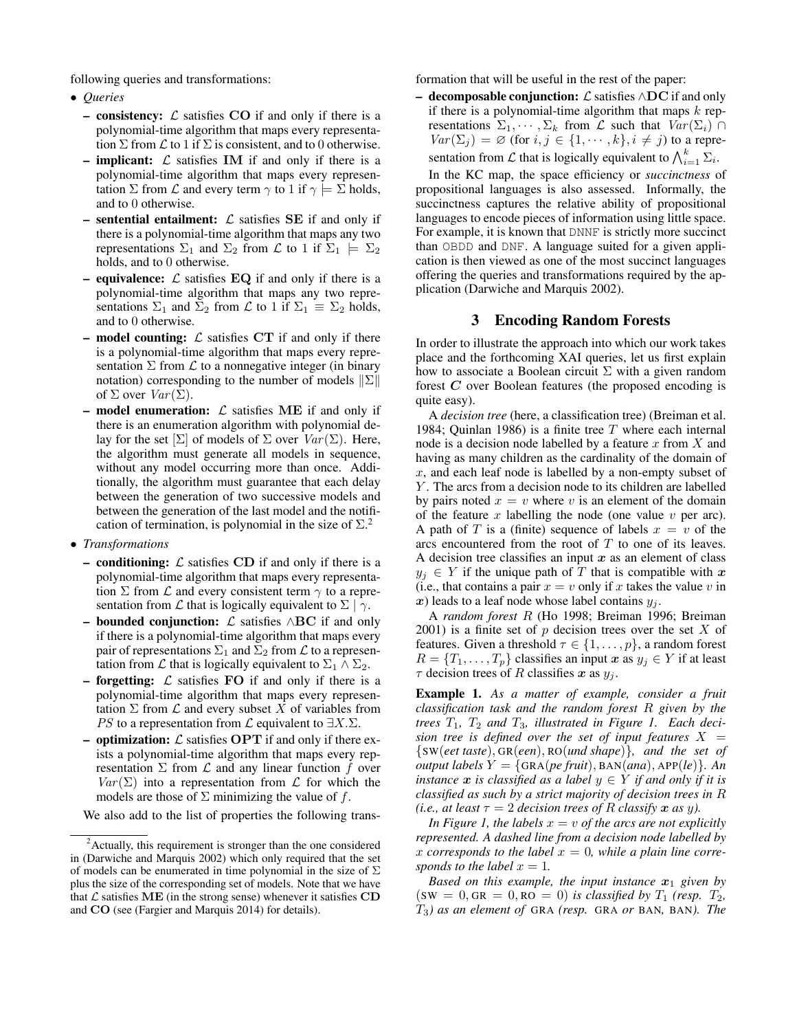following queries and transformations:

- *Queries*
  - **consistency:** $\mathcal{L}$ satisfies **CO** if and only if there is a polynomial-time algorithm that maps every representation $\Sigma$ from $\mathcal{L}$ to 1 if $\Sigma$ is consistent, and to 0 otherwise.
  - **implicant:** $\mathcal{L}$ satisfies **IM** if and only if there is a polynomial-time algorithm that maps every representation $\Sigma$ from $\mathcal{L}$ and every term $\gamma$ to 1 if $\gamma \models \Sigma$ holds, and to 0 otherwise.
  - **sentential entailment:** $\mathcal{L}$ satisfies **SE** if and only if there is a polynomial-time algorithm that maps any two representations $\Sigma_1$ and $\Sigma_2$ from $\mathcal{L}$ to 1 if $\Sigma_1 \models \Sigma_2$ holds, and to 0 otherwise.
  - **equivalence:** $\mathcal{L}$ satisfies **EQ** if and only if there is a polynomial-time algorithm that maps any two representations $\Sigma_1$ and $\Sigma_2$ from $\mathcal{L}$ to 1 if $\Sigma_1 \equiv \Sigma_2$ holds, and to 0 otherwise.
  - **model counting:** $\mathcal{L}$ satisfies **CT** if and only if there is a polynomial-time algorithm that maps every representation $\Sigma$ from $\mathcal{L}$ to a nonnegative integer (in binary notation) corresponding to the number of models $\|\Sigma\|$ of $\Sigma$ over $Var(\Sigma)$.
  - **model enumeration:** $\mathcal{L}$ satisfies **ME** if and only if there is an enumeration algorithm with polynomial delay for the set $[\Sigma]$ of models of $\Sigma$ over $Var(\Sigma)$. Here, the algorithm must generate all models in sequence, without any model occurring more than once. Additionally, the algorithm must guarantee that each delay between the generation of two successive models and between the generation of the last model and the notification of termination, is polynomial in the size of $\Sigma$.[2]
- *Transformations*
  - **conditioning:** $\mathcal{L}$ satisfies **CD** if and only if there is a polynomial-time algorithm that maps every representation $\Sigma$ from $\mathcal{L}$ and every consistent term $\gamma$ to a representation from $\mathcal{L}$ that is logically equivalent to $\Sigma \mid \gamma$.
  - **bounded conjunction:** $\mathcal{L}$ satisfies $\wedge$**BC** if and only if there is a polynomial-time algorithm that maps every pair of representations $\Sigma_1$ and $\Sigma_2$ from $\mathcal{L}$ to a representation from $\mathcal{L}$ that is logically equivalent to $\Sigma_1 \wedge \Sigma_2$.
  - **forgetting:** $\mathcal{L}$ satisfies **FO** if and only if there is a polynomial-time algorithm that maps every representation $\Sigma$ from $\mathcal{L}$ and every subset $X$ of variables from $PS$ to a representation from $\mathcal{L}$ equivalent to $\exists X.\Sigma$.
  - **optimization:** $\mathcal{L}$ satisfies **OPT** if and only if there exists a polynomial-time algorithm that maps every representation $\Sigma$ from $\mathcal{L}$ and any linear function $f$ over $Var(\Sigma)$ into a representation from $\mathcal{L}$ for which the models are those of $\Sigma$ minimizing the value of $f$.

We also add to the list of properties the following transformation that will be useful in the rest of the paper:

- **decomposable conjunction:** $\mathcal{L}$ satisfies $\wedge$**DC** if and only if there is a polynomial-time algorithm that maps $k$ representations $\Sigma_1, \cdots, \Sigma_k$ from $\mathcal{L}$ such that $Var(\Sigma_i) \cap Var(\Sigma_j) = \varnothing$ (for $i, j \in \{1, \cdots, k\}, i \neq j$) to a representation from $\mathcal{L}$ that is logically equivalent to $\bigwedge_{i=1}^{k} \Sigma_i$.

In the KC map, the space efficiency or *succinctness* of propositional languages is also assessed. Informally, the succinctness captures the relative ability of propositional languages to encode pieces of information using little space. For example, it is known that DNNF is strictly more succinct than OBDD and DNF. A language suited for a given application is then viewed as one of the most succinct languages offering the queries and transformations required by the application (Darwiche and Marquis 2002).

## 3 Encoding Random Forests

In order to illustrate the approach into which our work takes place and the forthcoming XAI queries, let us first explain how to associate a Boolean circuit $\Sigma$ with a given random forest $\boldsymbol{C}$ over Boolean features (the proposed encoding is quite easy).

A *decision tree* (here, a classification tree) (Breiman et al. 1984; Quinlan 1986) is a finite tree $T$ where each internal node is a decision node labelled by a feature $x$ from $X$ and having as many children as the cardinality of the domain of $x$, and each leaf node is labelled by a non-empty subset of $Y$. The arcs from a decision node to its children are labelled by pairs noted $x = v$ where $v$ is an element of the domain of the feature $x$ labelling the node (one value $v$ per arc). A path of $T$ is a (finite) sequence of labels $x = v$ of the arcs encountered from the root of $T$ to one of its leaves. A decision tree classifies an input $\boldsymbol{x}$ as an element of class $y_j \in Y$ if the unique path of $T$ that is compatible with $\boldsymbol{x}$ (i.e., that contains a pair $x = v$ only if $x$ takes the value $v$ in $\boldsymbol{x}$) leads to a leaf node whose label contains $y_j$.

A *random forest* $R$ (Ho 1998; Breiman 1996; Breiman 2001) is a finite set of $p$ decision trees over the set $X$ of features. Given a threshold $\tau \in \{1, \ldots, p\}$, a random forest $R = \{T_1, \ldots, T_p\}$ classifies an input $\boldsymbol{x}$ as $y_j \in Y$ if at least $\tau$ decision trees of $R$ classifies $\boldsymbol{x}$ as $y_j$.

**Example 1.** *As a matter of example, consider a fruit classification task and the random forest $R$ given by the trees $T_1$, $T_2$ and $T_3$, illustrated in Figure 1. Each decision tree is defined over the set of input features $X = \{$*SW*(eet taste)*, *GR*(een)*, *RO*(und shape)*$\}$, and the set of output labels $Y = \{$*GRA*(pe fruit)*, *BAN*(ana)*, *APP*(le)*$\}$. An instance $\boldsymbol{x}$ is classified as a label $y \in Y$ if and only if it is classified as such by a strict majority of decision trees in $R$ (i.e., at least $\tau = 2$ decision trees of $R$ classify $\boldsymbol{x}$ as $y$).*

*In Figure 1, the labels $x = v$ of the arcs are not explicitly represented. A dashed line from a decision node labelled by $x$ corresponds to the label $x = 0$, while a plain line corresponds to the label $x = 1$.*

*Based on this example, the input instance $\boldsymbol{x}_1$ given by $($*SW* $= 0,$ *GR* $= 0,$ *RO* $= 0)$ is classified by $T_1$ (resp. $T_2$, $T_3$) as an element of* GRA *(resp.* GRA *or* BAN*,* BAN*). The*

[2]Actually, this requirement is stronger than the one considered in (Darwiche and Marquis 2002) which only required that the set of models can be enumerated in time polynomial in the size of $\Sigma$ plus the size of the corresponding set of models. Note that we have that $\mathcal{L}$ satisfies **ME** (in the strong sense) whenever it satisfies **CD** and **CO** (see (Fargier and Marquis 2014) for details).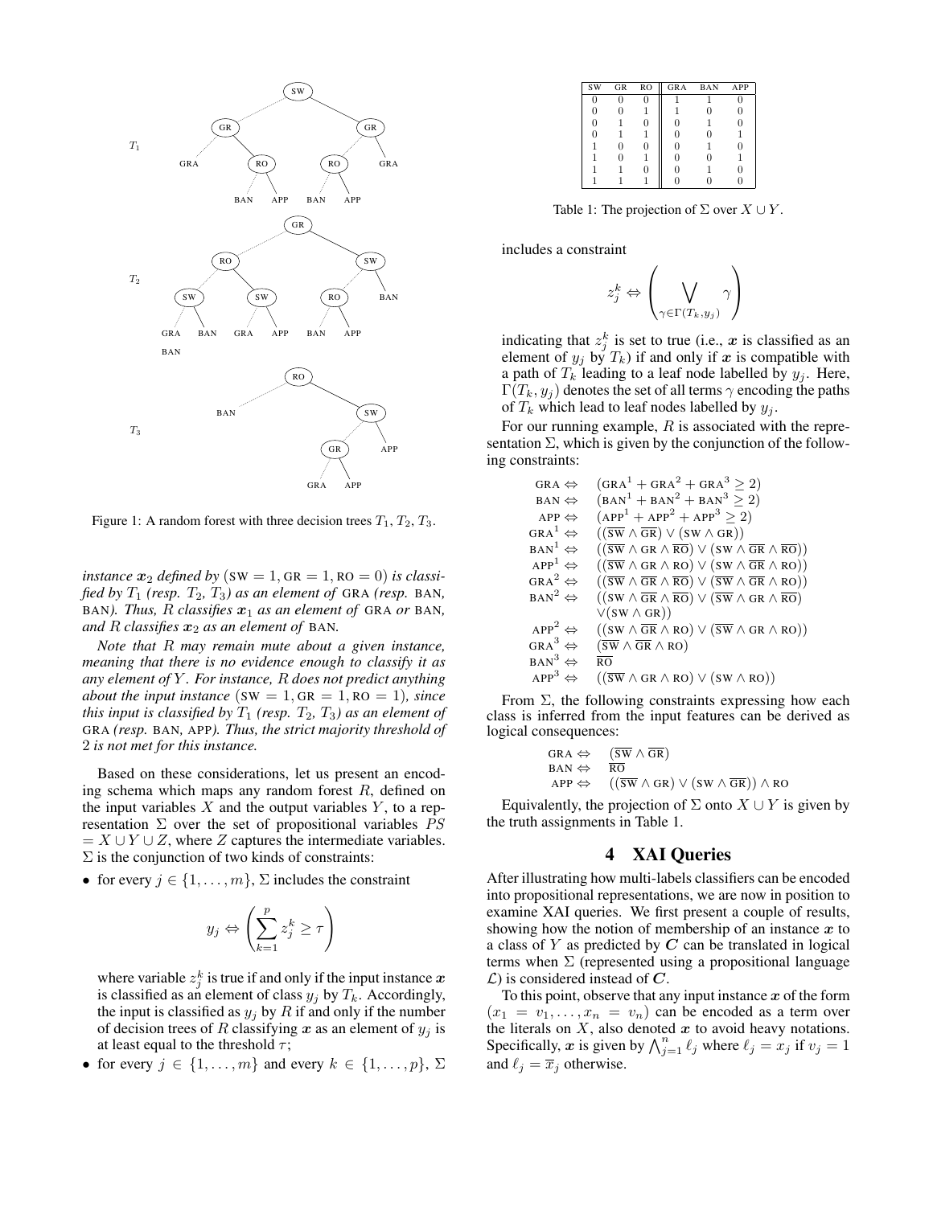Figure 1: A random forest with three decision trees $T_1$, $T_2$, $T_3$.

*instance $\boldsymbol{x}_2$ defined by* $(\text{SW} = 1, \text{GR} = 1, \text{RO} = 0)$ *is classified by $T_1$ (resp. $T_2$, $T_3$) as an element of* GRA *(resp.* BAN*,* BAN*). Thus, $R$ classifies $\boldsymbol{x}_1$ as an element of* GRA *or* BAN*, and $R$ classifies $\boldsymbol{x}_2$ as an element of* BAN*.*

*Note that $R$ may remain mute about a given instance, meaning that there is no evidence enough to classify it as any element of $Y$. For instance, $R$ does not predict anything about the input instance* $(\text{SW} = 1, \text{GR} = 1, \text{RO} = 1)$*, since this input is classified by $T_1$ (resp. $T_2$, $T_3$) as an element of* GRA *(resp.* BAN*,* APP*). Thus, the strict majority threshold of* 2 *is not met for this instance.*

Based on these considerations, let us present an encoding schema which maps any random forest $R$, defined on the input variables $X$ and the output variables $Y$, to a representation $\Sigma$ over the set of propositional variables $PS = X \cup Y \cup Z$, where $Z$ captures the intermediate variables. $\Sigma$ is the conjunction of two kinds of constraints:

- for every $j \in \{1, \dots, m\}$, $\Sigma$ includes the constraint

$$y_j \Leftrightarrow \left( \sum_{k=1}^{p} z_j^k \geq \tau \right)$$

  where variable $z_j^k$ is true if and only if the input instance $\boldsymbol{x}$ is classified as an element of class $y_j$ by $T_k$. Accordingly, the input is classified as $y_j$ by $R$ if and only if the number of decision trees of $R$ classifying $\boldsymbol{x}$ as an element of $y_j$ is at least equal to the threshold $\tau$;

- for every $j \in \{1, \dots, m\}$ and every $k \in \{1, \dots, p\}$, $\Sigma$ includes a constraint

$$z_j^k \Leftrightarrow \left( \bigvee_{\gamma \in \Gamma(T_k, y_j)} \gamma \right)$$

  indicating that $z_j^k$ is set to true (i.e., $\boldsymbol{x}$ is classified as an element of $y_j$ by $T_k$) if and only if $\boldsymbol{x}$ is compatible with a path of $T_k$ leading to a leaf node labelled by $y_j$. Here, $\Gamma(T_k, y_j)$ denotes the set of all terms $\gamma$ encoding the paths of $T_k$ which lead to leaf nodes labelled by $y_j$.

For our running example, $R$ is associated with the representation $\Sigma$, which is given by the conjunction of the following constraints:

$$\begin{array}{rl}
\text{GRA} \Leftrightarrow & (\text{GRA}^1 + \text{GRA}^2 + \text{GRA}^3 \geq 2) \\
\text{BAN} \Leftrightarrow & (\text{BAN}^1 + \text{BAN}^2 + \text{BAN}^3 \geq 2) \\
\text{APP} \Leftrightarrow & (\text{APP}^1 + \text{APP}^2 + \text{APP}^3 \geq 2) \\
\text{GRA}^1 \Leftrightarrow & ((\overline{\text{SW}} \wedge \overline{\text{GR}}) \vee (\text{SW} \wedge \text{GR})) \\
\text{BAN}^1 \Leftrightarrow & ((\overline{\text{SW}} \wedge \text{GR} \wedge \overline{\text{RO}}) \vee (\text{SW} \wedge \overline{\text{GR}} \wedge \overline{\text{RO}})) \\
\text{APP}^1 \Leftrightarrow & ((\overline{\text{SW}} \wedge \text{GR} \wedge \text{RO}) \vee (\text{SW} \wedge \overline{\text{GR}} \wedge \text{RO})) \\
\text{GRA}^2 \Leftrightarrow & ((\overline{\text{SW}} \wedge \overline{\text{GR}} \wedge \overline{\text{RO}}) \vee (\overline{\text{SW}} \wedge \overline{\text{GR}} \wedge \text{RO})) \\
\text{BAN}^2 \Leftrightarrow & ((\text{SW} \wedge \overline{\text{GR}} \wedge \overline{\text{RO}}) \vee (\overline{\text{SW}} \wedge \text{GR} \wedge \overline{\text{RO}}) \\
 & \vee (\text{SW} \wedge \text{GR})) \\
\text{APP}^2 \Leftrightarrow & ((\text{SW} \wedge \overline{\text{GR}} \wedge \text{RO}) \vee (\overline{\text{SW}} \wedge \text{GR} \wedge \text{RO})) \\
\text{GRA}^3 \Leftrightarrow & (\overline{\text{SW}} \wedge \overline{\text{GR}} \wedge \text{RO}) \\
\text{BAN}^3 \Leftrightarrow & \overline{\text{RO}} \\
\text{APP}^3 \Leftrightarrow & ((\overline{\text{SW}} \wedge \text{GR} \wedge \text{RO}) \vee (\text{SW} \wedge \text{RO}))
\end{array}$$

From $\Sigma$, the following constraints expressing how each class is inferred from the input features can be derived as logical consequences:

$$\begin{array}{rl}
\text{GRA} \Leftrightarrow & (\overline{\text{SW}} \wedge \overline{\text{GR}}) \\
\text{BAN} \Leftrightarrow & \overline{\text{RO}} \\
\text{APP} \Leftrightarrow & ((\overline{\text{SW}} \wedge \text{GR}) \vee (\text{SW} \wedge \overline{\text{GR}})) \wedge \text{RO}
\end{array}$$

Equivalently, the projection of $\Sigma$ onto $X \cup Y$ is given by the truth assignments in Table 1.

| SW | GR | RO | GRA | BAN | APP |
|---|---|---|---|---|---|
| 0 | 0 | 0 | 1 | 1 | 0 |
| 0 | 0 | 1 | 1 | 0 | 0 |
| 0 | 1 | 0 | 0 | 1 | 0 |
| 0 | 1 | 1 | 0 | 0 | 1 |
| 1 | 0 | 0 | 0 | 1 | 0 |
| 1 | 0 | 1 | 0 | 0 | 1 |
| 1 | 1 | 0 | 0 | 1 | 0 |
| 1 | 1 | 1 | 0 | 0 | 0 |

Table 1: The projection of $\Sigma$ over $X \cup Y$.

## 4 XAI Queries

After illustrating how multi-labels classifiers can be encoded into propositional representations, we are now in position to examine XAI queries. We first present a couple of results, showing how the notion of membership of an instance $\boldsymbol{x}$ to a class of $Y$ as predicted by $\boldsymbol{C}$ can be translated in logical terms when $\Sigma$ (represented using a propositional language $\mathcal{L}$) is considered instead of $\boldsymbol{C}$.

To this point, observe that any input instance $\boldsymbol{x}$ of the form $(x_1 = v_1, \dots, x_n = v_n)$ can be encoded as a term over the literals on $X$, also denoted $\boldsymbol{x}$ to avoid heavy notations. Specifically, $\boldsymbol{x}$ is given by $\bigwedge_{j=1}^{n} \ell_j$ where $\ell_j = x_j$ if $v_j = 1$ and $\ell_j = \overline{x}_j$ otherwise.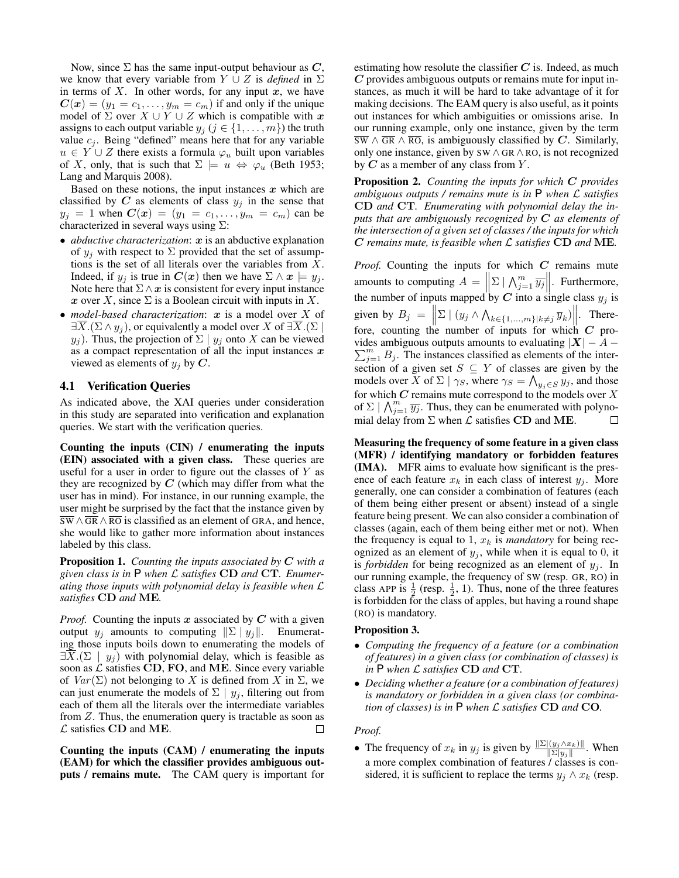Now, since $\Sigma$ has the same input-output behaviour as $\boldsymbol{C}$, we know that every variable from $Y \cup Z$ is *defined* in $\Sigma$ in terms of $X$. In other words, for any input $\boldsymbol{x}$, we have $\boldsymbol{C}(\boldsymbol{x}) = (y_1 = c_1, \ldots, y_m = c_m)$ if and only if the unique model of $\Sigma$ over $X \cup Y \cup Z$ which is compatible with $\boldsymbol{x}$ assigns to each output variable $y_j$ ($j \in \{1, \ldots, m\}$) the truth value $c_j$. Being "defined" means here that for any variable $u \in Y \cup Z$ there exists a formula $\varphi_u$ built upon variables of $X$, only, that is such that $\Sigma \models u \Leftrightarrow \varphi_u$ (Beth 1953; Lang and Marquis 2008).

Based on these notions, the input instances $\boldsymbol{x}$ which are classified by $\boldsymbol{C}$ as elements of class $y_j$ in the sense that $y_j = 1$ when $\boldsymbol{C}(\boldsymbol{x}) = (y_1 = c_1, \ldots, y_m = c_m)$ can be characterized in several ways using $\Sigma$:

- *abductive characterization*: $\boldsymbol{x}$ is an abductive explanation of $y_j$ with respect to $\Sigma$ provided that the set of assumptions is the set of all literals over the variables from $X$. Indeed, if $y_j$ is true in $\boldsymbol{C}(\boldsymbol{x})$ then we have $\Sigma \wedge \boldsymbol{x} \models y_j$. Note here that $\Sigma \wedge \boldsymbol{x}$ is consistent for every input instance $\boldsymbol{x}$ over $X$, since $\Sigma$ is a Boolean circuit with inputs in $X$.
- *model-based characterization*: $\boldsymbol{x}$ is a model over $X$ of $\exists \overline{X}.(\Sigma \wedge y_j)$, or equivalently a model over $X$ of $\exists \overline{X}.(\Sigma \mid y_j)$. Thus, the projection of $\Sigma \mid y_j$ onto $X$ can be viewed as a compact representation of all the input instances $\boldsymbol{x}$ viewed as elements of $y_j$ by $\boldsymbol{C}$.

### 4.1 Verification Queries

As indicated above, the XAI queries under consideration in this study are separated into verification and explanation queries. We start with the verification queries.

**Counting the inputs (CIN) / enumerating the inputs (EIN) associated with a given class.** These queries are useful for a user in order to figure out the classes of $Y$ as they are recognized by $\boldsymbol{C}$ (which may differ from what the user has in mind). For instance, in our running example, the user might be surprised by the fact that the instance given by $\overline{\text{SW}} \wedge \overline{\text{GR}} \wedge \overline{\text{RO}}$ is classified as an element of GRA, and hence, she would like to gather more information about instances labeled by this class.

**Proposition 1.** *Counting the inputs associated by $\boldsymbol{C}$ with a given class is in* P *when $\mathcal{L}$ satisfies* **CD** *and* **CT**. *Enumerating those inputs with polynomial delay is feasible when $\mathcal{L}$ satisfies* **CD** *and* **ME**.

*Proof.* Counting the inputs $\boldsymbol{x}$ associated by $\boldsymbol{C}$ with a given output $y_j$ amounts to computing $\|\Sigma \mid y_j\|$. Enumerating those inputs boils down to enumerating the models of $\exists \overline{X}.(\Sigma \mid y_j)$ with polynomial delay, which is feasible as soon as $\mathcal{L}$ satisfies **CD**, **FO**, and **ME**. Since every variable of $Var(\Sigma)$ not belonging to $X$ is defined from $X$ in $\Sigma$, we can just enumerate the models of $\Sigma \mid y_j$, filtering out from each of them all the literals over the intermediate variables from $Z$. Thus, the enumeration query is tractable as soon as $\mathcal{L}$ satisfies **CD** and **ME**. $\square$

**Counting the inputs (CAM) / enumerating the inputs (EAM) for which the classifier provides ambiguous outputs / remains mute.** The CAM query is important for estimating how resolute the classifier $\boldsymbol{C}$ is. Indeed, as much $\boldsymbol{C}$ provides ambiguous outputs or remains mute for input instances, as much it will be hard to take advantage of it for making decisions. The EAM query is also useful, as it points out instances for which ambiguities or omissions arise. In our running example, only one instance, given by the term $\overline{\text{SW}} \wedge \overline{\text{GR}} \wedge \overline{\text{RO}}$, is ambiguously classified by $\boldsymbol{C}$. Similarly, only one instance, given by $\text{SW} \wedge \text{GR} \wedge \text{RO}$, is not recognized by $\boldsymbol{C}$ as a member of any class from $Y$.

**Proposition 2.** *Counting the inputs for which $\boldsymbol{C}$ provides ambiguous outputs / remains mute is in* P *when $\mathcal{L}$ satisfies* **CD** *and* **CT**. *Enumerating with polynomial delay the inputs that are ambiguously recognized by $\boldsymbol{C}$ as elements of the intersection of a given set of classes / the inputs for which $\boldsymbol{C}$ remains mute, is feasible when $\mathcal{L}$ satisfies* **CD** *and* **ME**.

*Proof.* Counting the inputs for which $\boldsymbol{C}$ remains mute amounts to computing $A = \left\|\Sigma \mid \bigwedge_{j=1}^{m} \overline{y_j}\right\|$. Furthermore, the number of inputs mapped by $\boldsymbol{C}$ into a single class $y_j$ is given by $B_j = \left\|\Sigma \mid (y_j \wedge \bigwedge_{k \in \{1,\ldots,m\} \mid k \neq j} \overline{y}_k)\right\|$. Therefore, counting the number of inputs for which $\boldsymbol{C}$ provides ambiguous outputs amounts to evaluating $|\boldsymbol{X}| - A - \sum_{j=1}^{m} B_j$. The instances classified as elements of the intersection of a given set $S \subseteq Y$ of classes are given by the models over $X$ of $\Sigma \mid \gamma_S$, where $\gamma_S = \bigwedge_{y_j \in S} y_j$, and those for which $\boldsymbol{C}$ remains mute correspond to the models over $X$ of $\Sigma \mid \bigwedge_{j=1}^{m} \overline{y_j}$. Thus, they can be enumerated with polynomial delay from $\Sigma$ when $\mathcal{L}$ satisfies **CD** and **ME**. $\square$

**Measuring the frequency of some feature in a given class (MFR) / identifying mandatory or forbidden features (IMA).** MFR aims to evaluate how significant is the presence of each feature $x_k$ in each class of interest $y_j$. More generally, one can consider a combination of features (each of them being either present or absent) instead of a single feature being present. We can also consider a combination of classes (again, each of them being either met or not). When the frequency is equal to 1, $x_k$ is *mandatory* for being recognized as an element of $y_j$, while when it is equal to 0, it is *forbidden* for being recognized as an element of $y_j$. In our running example, the frequency of SW (resp. GR, RO) in class APP is $\frac{1}{2}$ (resp. $\frac{1}{2}$, 1). Thus, none of the three features is forbidden for the class of apples, but having a round shape (RO) is mandatory.

**Proposition 3.**

- *Computing the frequency of a feature (or a combination of features) in a given class (or combination of classes) is in* P *when $\mathcal{L}$ satisfies* **CD** *and* **CT**.
- *Deciding whether a feature (or a combination of features) is mandatory or forbidden in a given class (or combination of classes) is in* P *when $\mathcal{L}$ satisfies* **CD** *and* **CO**.

*Proof.*

- The frequency of $x_k$ in $y_j$ is given by $\frac{\|\Sigma \mid (y_j \wedge x_k)\|}{\|\Sigma \mid y_j\|}$. When a more complex combination of features / classes is considered, it is sufficient to replace the terms $y_j \wedge x_k$ (resp.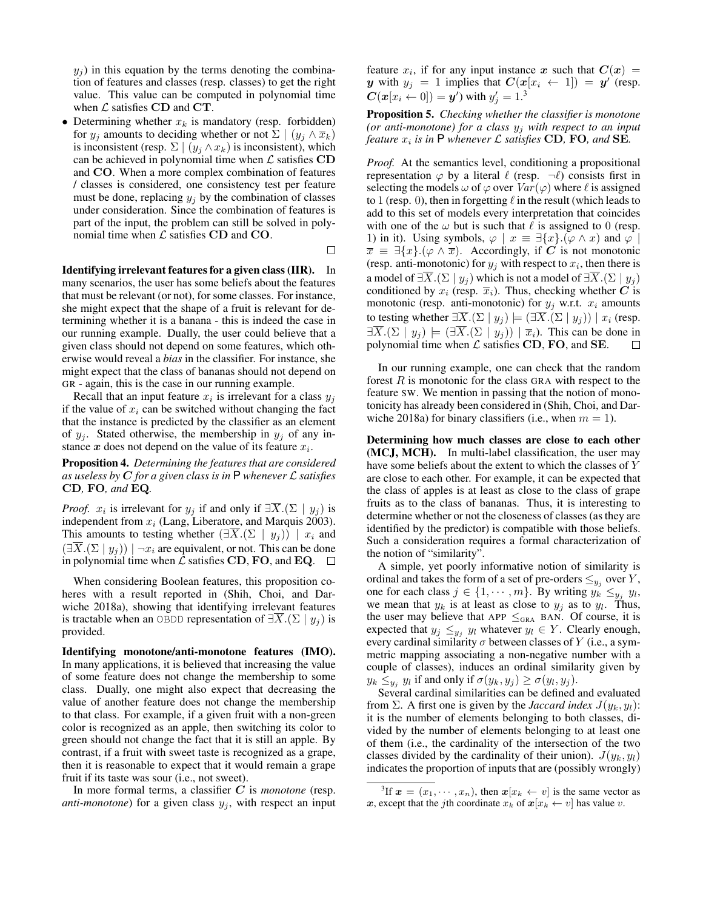$y_j$) in this equation by the terms denoting the combination of features and classes (resp. classes) to get the right value. This value can be computed in polynomial time when $\mathcal{L}$ satisfies **CD** and **CT**.

- Determining whether $x_k$ is mandatory (resp. forbidden) for $y_j$ amounts to deciding whether or not $\Sigma \mid (y_j \wedge \overline{x}_k)$ is inconsistent (resp. $\Sigma \mid (y_j \wedge x_k)$ is inconsistent), which can be achieved in polynomial time when $\mathcal{L}$ satisfies **CD** and **CO**. When a more complex combination of features / classes is considered, one consistency test per feature must be done, replacing $y_j$ by the combination of classes under consideration. Since the combination of features is part of the input, the problem can still be solved in polynomial time when $\mathcal{L}$ satisfies **CD** and **CO**.

□

**Identifying irrelevant features for a given class (IIR).** In many scenarios, the user has some beliefs about the features that must be relevant (or not), for some classes. For instance, she might expect that the shape of a fruit is relevant for determining whether it is a banana - this is indeed the case in our running example. Dually, the user could believe that a given class should not depend on some features, which otherwise would reveal a *bias* in the classifier. For instance, she might expect that the class of bananas should not depend on GR - again, this is the case in our running example.

Recall that an input feature $x_i$ is irrelevant for a class $y_j$ if the value of $x_i$ can be switched without changing the fact that the instance is predicted by the classifier as an element of $y_j$. Stated otherwise, the membership in $y_j$ of any instance $\boldsymbol{x}$ does not depend on the value of its feature $x_i$.

**Proposition 4.** *Determining the features that are considered as useless by $\boldsymbol{C}$ for a given class is in* P *whenever $\mathcal{L}$ satisfies* **CD**, **FO**, *and* **EQ**.

*Proof.* $x_i$ is irrelevant for $y_j$ if and only if $\exists \overline{X}.(\Sigma \mid y_j)$ is independent from $x_i$ (Lang, Liberatore, and Marquis 2003). This amounts to testing whether $(\exists \overline{X}.(\Sigma \mid y_j)) \mid x_i$ and $(\exists \overline{X}.(\Sigma \mid y_j)) \mid \neg x_i$ are equivalent, or not. This can be done in polynomial time when $\mathcal{L}$ satisfies **CD**, **FO**, and **EQ**. □

When considering Boolean features, this proposition coheres with a result reported in (Shih, Choi, and Darwiche 2018a), showing that identifying irrelevant features is tractable when an OBDD representation of $\exists \overline{X}.(\Sigma \mid y_j)$ is provided.

**Identifying monotone/anti-monotone features (IMO).** In many applications, it is believed that increasing the value of some feature does not change the membership to some class. Dually, one might also expect that decreasing the value of another feature does not change the membership to that class. For example, if a given fruit with a non-green color is recognized as an apple, then switching its color to green should not change the fact that it is still an apple. By contrast, if a fruit with sweet taste is recognized as a grape, then it is reasonable to expect that it would remain a grape fruit if its taste was sour (i.e., not sweet).

In more formal terms, a classifier $\boldsymbol{C}$ is *monotone* (resp. *anti-monotone*) for a given class $y_j$, with respect an input feature $x_i$, if for any input instance $\boldsymbol{x}$ such that $\boldsymbol{C}(\boldsymbol{x}) = \boldsymbol{y}$ with $y_j = 1$ implies that $\boldsymbol{C}(\boldsymbol{x}[x_i \leftarrow 1]) = \boldsymbol{y}'$ (resp. $\boldsymbol{C}(\boldsymbol{x}[x_i \leftarrow 0]) = \boldsymbol{y}'$) with $y'_j = 1$.[3]

**Proposition 5.** *Checking whether the classifier is monotone (or anti-monotone) for a class $y_j$ with respect to an input feature $x_i$ is in* P *whenever $\mathcal{L}$ satisfies* **CD**, **FO**, *and* **SE**.

*Proof.* At the semantics level, conditioning a propositional representation $\varphi$ by a literal $\ell$ (resp. $\neg\ell$) consists first in selecting the models $\omega$ of $\varphi$ over $Var(\varphi)$ where $\ell$ is assigned to 1 (resp. 0), then in forgetting $\ell$ in the result (which leads to add to this set of models every interpretation that coincides with one of the $\omega$ but is such that $\ell$ is assigned to 0 (resp. 1) in it). Using symbols, $\varphi \mid x \equiv \exists\{x\}.(\varphi \wedge x)$ and $\varphi \mid \overline{x} \equiv \exists\{x\}.(\varphi \wedge \overline{x})$. Accordingly, if $\boldsymbol{C}$ is not monotonic (resp. anti-monotonic) for $y_j$ with respect to $x_i$, then there is a model of $\exists \overline{X}.(\Sigma \mid y_j)$ which is not a model of $\exists \overline{X}.(\Sigma \mid y_j)$ conditioned by $x_i$ (resp. $\overline{x}_i$). Thus, checking whether $\boldsymbol{C}$ is monotonic (resp. anti-monotonic) for $y_j$ w.r.t. $x_i$ amounts to testing whether $\exists \overline{X}.(\Sigma \mid y_j) \models (\exists \overline{X}.(\Sigma \mid y_j)) \mid x_i$ (resp. $\exists \overline{X}.(\Sigma \mid y_j) \models (\exists \overline{X}.(\Sigma \mid y_j)) \mid \overline{x}_i$). This can be done in polynomial time when $\mathcal{L}$ satisfies **CD**, **FO**, and **SE**. □

In our running example, one can check that the random forest $R$ is monotonic for the class GRA with respect to the feature SW. We mention in passing that the notion of monotonicity has already been considered in (Shih, Choi, and Darwiche 2018a) for binary classifiers (i.e., when $m = 1$).

**Determining how much classes are close to each other (MCJ, MCH).** In multi-label classification, the user may have some beliefs about the extent to which the classes of $Y$ are close to each other. For example, it can be expected that the class of apples is at least as close to the class of grape fruits as to the class of bananas. Thus, it is interesting to determine whether or not the closeness of classes (as they are identified by the predictor) is compatible with those beliefs. Such a consideration requires a formal characterization of the notion of "similarity".

A simple, yet poorly informative notion of similarity is ordinal and takes the form of a set of pre-orders $\leq_{y_j}$ over $Y$, one for each class $j \in \{1, \cdots, m\}$. By writing $y_k \leq_{y_j} y_l$, we mean that $y_k$ is at least as close to $y_j$ as to $y_l$. Thus, the user may believe that APP $\leq_{\text{GRA}}$ BAN. Of course, it is expected that $y_j \leq_{y_j} y_l$ whatever $y_l \in Y$. Clearly enough, every cardinal similarity $\sigma$ between classes of $Y$ (i.e., a symmetric mapping associating a non-negative number with a couple of classes), induces an ordinal similarity given by $y_k \leq_{y_j} y_l$ if and only if $\sigma(y_k, y_j) \geq \sigma(y_l, y_j)$.

Several cardinal similarities can be defined and evaluated from $\Sigma$. A first one is given by the *Jaccard index* $J(y_k, y_l)$: it is the number of elements belonging to both classes, divided by the number of elements belonging to at least one of them (i.e., the cardinality of the intersection of the two classes divided by the cardinality of their union). $J(y_k, y_l)$ indicates the proportion of inputs that are (possibly wrongly)

[3] If $\boldsymbol{x} = (x_1, \cdots, x_n)$, then $\boldsymbol{x}[x_k \leftarrow v]$ is the same vector as $\boldsymbol{x}$, except that the $j$th coordinate $x_k$ of $\boldsymbol{x}[x_k \leftarrow v]$ has value $v$.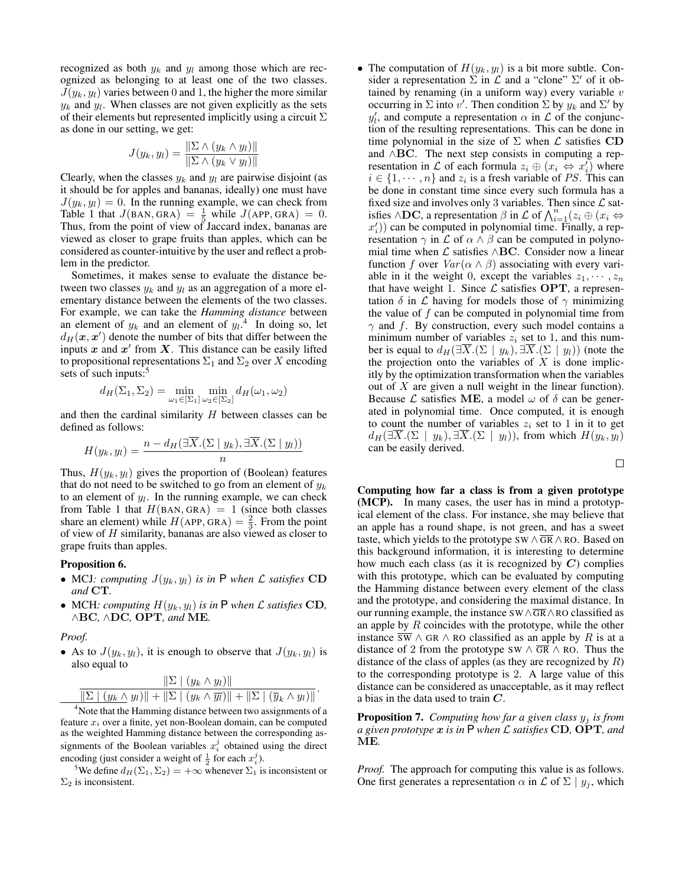recognized as both $y_k$ and $y_l$ among those which are recognized as belonging to at least one of the two classes. $J(y_k, y_l)$ varies between 0 and 1, the higher the more similar $y_k$ and $y_l$. When classes are not given explicitly as the sets of their elements but represented implicitly using a circuit $\Sigma$ as done in our setting, we get:

$$J(y_k, y_l) = \frac{\|\Sigma \wedge (y_k \wedge y_l)\|}{\|\Sigma \wedge (y_k \vee y_l)\|}$$

Clearly, when the classes $y_k$ and $y_l$ are pairwise disjoint (as it should be for apples and bananas, ideally) one must have $J(y_k, y_l) = 0$. In the running example, we can check from Table 1 that $J(\text{BAN}, \text{GRA}) = \frac{1}{5}$ while $J(\text{APP}, \text{GRA}) = 0$. Thus, from the point of view of Jaccard index, bananas are viewed as closer to grape fruits than apples, which can be considered as counter-intuitive by the user and reflect a problem in the predictor.

Sometimes, it makes sense to evaluate the distance between two classes $y_k$ and $y_l$ as an aggregation of a more elementary distance between the elements of the two classes. For example, we can take the *Hamming distance* between an element of $y_k$ and an element of $y_l$.[4] In doing so, let $d_H(\boldsymbol{x}, \boldsymbol{x}')$ denote the number of bits that differ between the inputs $\boldsymbol{x}$ and $\boldsymbol{x}'$ from $\boldsymbol{X}$. This distance can be easily lifted to propositional representations $\Sigma_1$ and $\Sigma_2$ over $X$ encoding sets of such inputs:[5]

$$d_H(\Sigma_1, \Sigma_2) = \min_{\omega_1 \in [\Sigma_1]} \min_{\omega_2 \in [\Sigma_2]} d_H(\omega_1, \omega_2)$$

and then the cardinal similarity $H$ between classes can be defined as follows:

$$H(y_k, y_l) = \frac{n - d_H(\exists \overline{X}.(\Sigma \mid y_k), \exists \overline{X}.(\Sigma \mid y_l))}{n}$$

Thus, $H(y_k, y_l)$ gives the proportion of (Boolean) features that do not need to be switched to go from an element of $y_k$ to an element of $y_l$. In the running example, we can check from Table 1 that $H(\text{BAN}, \text{GRA}) = 1$ (since both classes share an element) while $H(\text{APP}, \text{GRA}) = \frac{2}{3}$. From the point of view of $H$ similarity, bananas are also viewed as closer to grape fruits than apples.

**Proposition 6.**

- MCJ*: computing $J(y_k, y_l)$ is in* P *when $\mathcal{L}$ satisfies* **CD** *and* **CT**.
- MCH*: computing $H(y_k, y_l)$ is in* P *when $\mathcal{L}$ satisfies* **CD**, $\wedge$**BC**, $\wedge$**DC**, **OPT**, *and* **ME**.

*Proof.*

- As to $J(y_k, y_l)$, it is enough to observe that $J(y_k, y_l)$ is also equal to

$$\frac{\|\Sigma \mid (y_k \wedge y_l)\|}{\|\Sigma \mid (y_k \wedge y_l)\| + \|\Sigma \mid (y_k \wedge \overline{y_l})\| + \|\Sigma \mid (\overline{y}_k \wedge y_l)\|}.$$

- The computation of $H(y_k, y_l)$ is a bit more subtle. Consider a representation $\Sigma$ in $\mathcal{L}$ and a "clone" $\Sigma'$ of it obtained by renaming (in a uniform way) every variable $v$ occurring in $\Sigma$ into $v'$. Then condition $\Sigma$ by $y_k$ and $\Sigma'$ by $y'_l$, and compute a representation $\alpha$ in $\mathcal{L}$ of the conjunction of the resulting representations. This can be done in time polynomial in the size of $\Sigma$ when $\mathcal{L}$ satisfies **CD** and $\wedge$**BC**. The next step consists in computing a representation in $\mathcal{L}$ of each formula $z_i \oplus (x_i \Leftrightarrow x'_i)$ where $i \in \{1, \cdots, n\}$ and $z_i$ is a fresh variable of $PS$. This can be done in constant time since every such formula has a fixed size and involves only 3 variables. Then since $\mathcal{L}$ satisfies $\wedge$**DC**, a representation $\beta$ in $\mathcal{L}$ of $\bigwedge_{i=1}^{n}(z_i \oplus (x_i \Leftrightarrow x'_i))$ can be computed in polynomial time. Finally, a representation $\gamma$ in $\mathcal{L}$ of $\alpha \wedge \beta$ can be computed in polynomial time when $\mathcal{L}$ satisfies $\wedge$**BC**. Consider now a linear function $f$ over $Var(\alpha \wedge \beta)$ associating with every variable in it the weight 0, except the variables $z_1, \cdots, z_n$ that have weight 1. Since $\mathcal{L}$ satisfies **OPT**, a representation $\delta$ in $\mathcal{L}$ having for models those of $\gamma$ minimizing the value of $f$ can be computed in polynomial time from $\gamma$ and $f$. By construction, every such model contains a minimum number of variables $z_i$ set to 1, and this number is equal to $d_H(\exists \overline{X}.(\Sigma \mid y_k), \exists \overline{X}.(\Sigma \mid y_l))$ (note the the projection onto the variables of $X$ is done implicitly by the optimization transformation when the variables out of $X$ are given a null weight in the linear function). Because $\mathcal{L}$ satisfies **ME**, a model $\omega$ of $\delta$ can be generated in polynomial time. Once computed, it is enough to count the number of variables $z_i$ set to 1 in it to get $d_H(\exists \overline{X}.(\Sigma \mid y_k), \exists \overline{X}.(\Sigma \mid y_l))$, from which $H(y_k, y_l)$ can be easily derived.

□

**Computing how far a class is from a given prototype (MCP).** In many cases, the user has in mind a prototypical element of the class. For instance, she may believe that an apple has a round shape, is not green, and has a sweet taste, which yields to the prototype $\text{SW} \wedge \overline{\text{GR}} \wedge \text{RO}$. Based on this background information, it is interesting to determine how much each class (as it is recognized by $\boldsymbol{C}$) complies with this prototype, which can be evaluated by computing the Hamming distance between every element of the class and the prototype, and considering the maximal distance. In our running example, the instance $\text{SW} \wedge \overline{\text{GR}} \wedge \text{RO}$ classified as an apple by $R$ coincides with the prototype, while the other instance $\overline{\text{SW}} \wedge \text{GR} \wedge \text{RO}$ classified as an apple by $R$ is at a distance of 2 from the prototype $\text{SW} \wedge \overline{\text{GR}} \wedge \text{RO}$. Thus the distance of the class of apples (as they are recognized by $R$) to the corresponding prototype is 2. A large value of this distance can be considered as unacceptable, as it may reflect a bias in the data used to train $\boldsymbol{C}$.

**Proposition 7.** *Computing how far a given class $y_j$ is from a given prototype $\boldsymbol{x}$ is in* P *when $\mathcal{L}$ satisfies* **CD**, **OPT**, *and* **ME**.

*Proof.* The approach for computing this value is as follows. One first generates a representation $\alpha$ in $\mathcal{L}$ of $\Sigma \mid y_j$, which

[4] Note that the Hamming distance between two assignments of a feature $x_i$ over a finite, yet non-Boolean domain, can be computed as the weighted Hamming distance between the corresponding assignments of the Boolean variables $x_i^j$ obtained using the direct encoding (just consider a weight of $\frac{1}{2}$ for each $x_i^j$).

[5] We define $d_H(\Sigma_1, \Sigma_2) = +\infty$ whenever $\Sigma_1$ is inconsistent or $\Sigma_2$ is inconsistent.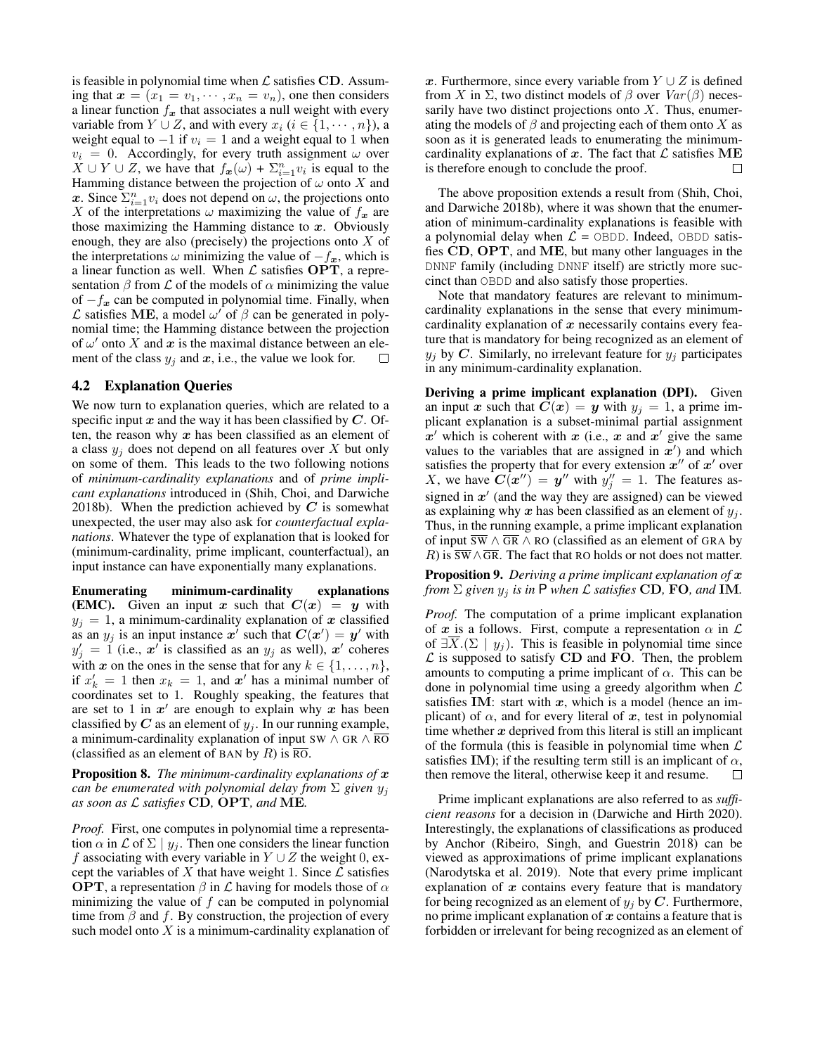is feasible in polynomial time when $\mathcal{L}$ satisfies **CD**. Assuming that $\boldsymbol{x} = (x_1 = v_1, \cdots, x_n = v_n)$, one then considers a linear function $f_{\boldsymbol{x}}$ that associates a null weight with every variable from $Y \cup Z$, and with every $x_i$ ($i \in \{1, \cdots, n\}$), a weight equal to $-1$ if $v_i = 1$ and a weight equal to 1 when $v_i = 0$. Accordingly, for every truth assignment $\omega$ over $X \cup Y \cup Z$, we have that $f_{\boldsymbol{x}}(\omega) + \Sigma_{i=1}^{n} v_i$ is equal to the Hamming distance between the projection of $\omega$ onto $X$ and $\boldsymbol{x}$. Since $\Sigma_{i=1}^{n} v_i$ does not depend on $\omega$, the projections onto $X$ of the interpretations $\omega$ maximizing the value of $f_{\boldsymbol{x}}$ are those maximizing the Hamming distance to $\boldsymbol{x}$. Obviously enough, they are also (precisely) the projections onto $X$ of the interpretations $\omega$ minimizing the value of $-f_{\boldsymbol{x}}$, which is a linear function as well. When $\mathcal{L}$ satisfies **OPT**, a representation $\beta$ from $\mathcal{L}$ of the models of $\alpha$ minimizing the value of $-f_{\boldsymbol{x}}$ can be computed in polynomial time. Finally, when $\mathcal{L}$ satisfies **ME**, a model $\omega'$ of $\beta$ can be generated in polynomial time; the Hamming distance between the projection of $\omega'$ onto $X$ and $\boldsymbol{x}$ is the maximal distance between an element of the class $y_j$ and $\boldsymbol{x}$, i.e., the value we look for. □

### 4.2 Explanation Queries

We now turn to explanation queries, which are related to a specific input $\boldsymbol{x}$ and the way it has been classified by $\boldsymbol{C}$. Often, the reason why $\boldsymbol{x}$ has been classified as an element of a class $y_j$ does not depend on all features over $X$ but only on some of them. This leads to the two following notions of *minimum-cardinality explanations* and of *prime implicant explanations* introduced in (Shih, Choi, and Darwiche 2018b). When the prediction achieved by $\boldsymbol{C}$ is somewhat unexpected, the user may also ask for *counterfactual explanations*. Whatever the type of explanation that is looked for (minimum-cardinality, prime implicant, counterfactual), an input instance can have exponentially many explanations.

**Enumerating minimum-cardinality explanations (EMC).** Given an input $\boldsymbol{x}$ such that $\boldsymbol{C}(\boldsymbol{x}) = \boldsymbol{y}$ with $y_j = 1$, a minimum-cardinality explanation of $\boldsymbol{x}$ classified as an $y_j$ is an input instance $\boldsymbol{x}'$ such that $\boldsymbol{C}(\boldsymbol{x}') = \boldsymbol{y}'$ with $y'_j = 1$ (i.e., $\boldsymbol{x}'$ is classified as an $y_j$ as well), $\boldsymbol{x}'$ coheres with $\boldsymbol{x}$ on the ones in the sense that for any $k \in \{1, \ldots, n\}$, if $x'_k = 1$ then $x_k = 1$, and $\boldsymbol{x}'$ has a minimal number of coordinates set to 1. Roughly speaking, the features that are set to 1 in $\boldsymbol{x}'$ are enough to explain why $\boldsymbol{x}$ has been classified by $\boldsymbol{C}$ as an element of $y_j$. In our running example, a minimum-cardinality explanation of input $\mathrm{SW} \wedge \mathrm{GR} \wedge \overline{\mathrm{RO}}$ (classified as an element of BAN by $R$) is $\overline{\mathrm{RO}}$.

**Proposition 8.** *The minimum-cardinality explanations of $\boldsymbol{x}$ can be enumerated with polynomial delay from $\Sigma$ given $y_j$ as soon as $\mathcal{L}$ satisfies* **CD**, **OPT**, *and* **ME**.

*Proof.* First, one computes in polynomial time a representation $\alpha$ in $\mathcal{L}$ of $\Sigma \mid y_j$. Then one considers the linear function $f$ associating with every variable in $Y \cup Z$ the weight 0, except the variables of $X$ that have weight 1. Since $\mathcal{L}$ satisfies **OPT**, a representation $\beta$ in $\mathcal{L}$ having for models those of $\alpha$ minimizing the value of $f$ can be computed in polynomial time from $\beta$ and $f$. By construction, the projection of every such model onto $X$ is a minimum-cardinality explanation of $\boldsymbol{x}$. Furthermore, since every variable from $Y \cup Z$ is defined from $X$ in $\Sigma$, two distinct models of $\beta$ over $Var(\beta)$ necessarily have two distinct projections onto $X$. Thus, enumerating the models of $\beta$ and projecting each of them onto $X$ as soon as it is generated leads to enumerating the minimum-cardinality explanations of $\boldsymbol{x}$. The fact that $\mathcal{L}$ satisfies **ME** is therefore enough to conclude the proof. □

The above proposition extends a result from (Shih, Choi, and Darwiche 2018b), where it was shown that the enumeration of minimum-cardinality explanations is feasible with a polynomial delay when $\mathcal{L}$ = OBDD. Indeed, OBDD satisfies **CD**, **OPT**, and **ME**, but many other languages in the DNNF family (including DNNF itself) are strictly more succinct than OBDD and also satisfy those properties.

Note that mandatory features are relevant to minimum-cardinality explanations in the sense that every minimum-cardinality explanation of $\boldsymbol{x}$ necessarily contains every feature that is mandatory for being recognized as an element of $y_j$ by $\boldsymbol{C}$. Similarly, no irrelevant feature for $y_j$ participates in any minimum-cardinality explanation.

**Deriving a prime implicant explanation (DPI).** Given an input $\boldsymbol{x}$ such that $\boldsymbol{C}(\boldsymbol{x}) = \boldsymbol{y}$ with $y_j = 1$, a prime implicant explanation is a subset-minimal partial assignment $\boldsymbol{x}'$ which is coherent with $\boldsymbol{x}$ (i.e., $\boldsymbol{x}$ and $\boldsymbol{x}'$ give the same values to the variables that are assigned in $\boldsymbol{x}'$) and which satisfies the property that for every extension $\boldsymbol{x}''$ of $\boldsymbol{x}'$ over $X$, we have $\boldsymbol{C}(\boldsymbol{x}'') = \boldsymbol{y}''$ with $y''_j = 1$. The features assigned in $\boldsymbol{x}'$ (and the way they are assigned) can be viewed as explaining why $\boldsymbol{x}$ has been classified as an element of $y_j$. Thus, in the running example, a prime implicant explanation of input $\overline{\mathrm{SW}} \wedge \overline{\mathrm{GR}} \wedge \mathrm{RO}$ (classified as an element of GRA by $R$) is $\overline{\mathrm{SW}} \wedge \overline{\mathrm{GR}}$. The fact that RO holds or not does not matter.

**Proposition 9.** *Deriving a prime implicant explanation of $\boldsymbol{x}$ from $\Sigma$ given $y_j$ is in* P *when $\mathcal{L}$ satisfies* **CD**, **FO**, *and* **IM**.

*Proof.* The computation of a prime implicant explanation of $\boldsymbol{x}$ is a follows. First, compute a representation $\alpha$ in $\mathcal{L}$ of $\exists \overline{X}.(\Sigma \mid y_j)$. This is feasible in polynomial time since $\mathcal{L}$ is supposed to satisfy **CD** and **FO**. Then, the problem amounts to computing a prime implicant of $\alpha$. This can be done in polynomial time using a greedy algorithm when $\mathcal{L}$ satisfies **IM**: start with $\boldsymbol{x}$, which is a model (hence an implicant) of $\alpha$, and for every literal of $\boldsymbol{x}$, test in polynomial time whether $\boldsymbol{x}$ deprived from this literal is still an implicant of the formula (this is feasible in polynomial time when $\mathcal{L}$ satisfies **IM**); if the resulting term still is an implicant of $\alpha$, then remove the literal, otherwise keep it and resume. □

Prime implicant explanations are also referred to as *sufficient reasons* for a decision in (Darwiche and Hirth 2020). Interestingly, the explanations of classifications as produced by Anchor (Ribeiro, Singh, and Guestrin 2018) can be viewed as approximations of prime implicant explanations (Narodytska et al. 2019). Note that every prime implicant explanation of $\boldsymbol{x}$ contains every feature that is mandatory for being recognized as an element of $y_j$ by $\boldsymbol{C}$. Furthermore, no prime implicant explanation of $\boldsymbol{x}$ contains a feature that is forbidden or irrelevant for being recognized as an element of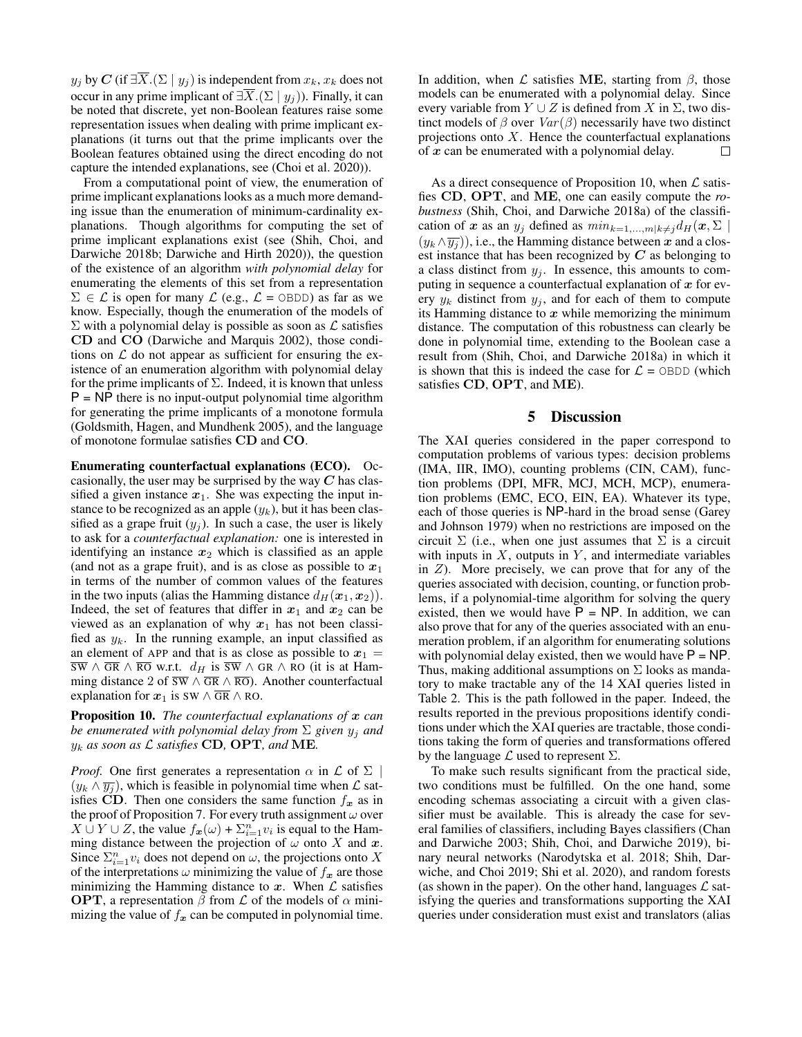$y_j$ by $\boldsymbol{C}$ (if $\exists \overline{X}.(\Sigma \mid y_j)$ is independent from $x_k$, $x_k$ does not occur in any prime implicant of $\exists \overline{X}.(\Sigma \mid y_j)$). Finally, it can be noted that discrete, yet non-Boolean features raise some representation issues when dealing with prime implicant explanations (it turns out that the prime implicants over the Boolean features obtained using the direct encoding do not capture the intended explanations, see (Choi et al. 2020)).

From a computational point of view, the enumeration of prime implicant explanations looks as a much more demanding issue than the enumeration of minimum-cardinality explanations. Though algorithms for computing the set of prime implicant explanations exist (see (Shih, Choi, and Darwiche 2018b; Darwiche and Hirth 2020)), the question of the existence of an algorithm *with polynomial delay* for enumerating the elements of this set from a representation $\Sigma \in \mathcal{L}$ is open for many $\mathcal{L}$ (e.g., $\mathcal{L}$ = OBDD) as far as we know. Especially, though the enumeration of the models of $\Sigma$ with a polynomial delay is possible as soon as $\mathcal{L}$ satisfies **CD** and **CO** (Darwiche and Marquis 2002), those conditions on $\mathcal{L}$ do not appear as sufficient for ensuring the existence of an enumeration algorithm with polynomial delay for the prime implicants of $\Sigma$. Indeed, it is known that unless P = NP there is no input-output polynomial time algorithm for generating the prime implicants of a monotone formula (Goldsmith, Hagen, and Mundhenk 2005), and the language of monotone formulae satisfies **CD** and **CO**.

**Enumerating counterfactual explanations (ECO).** Occasionally, the user may be surprised by the way $\boldsymbol{C}$ has classified a given instance $\boldsymbol{x}_1$. She was expecting the input instance to be recognized as an apple ($y_k$), but it has been classified as a grape fruit ($y_j$). In such a case, the user is likely to ask for a *counterfactual explanation:* one is interested in identifying an instance $\boldsymbol{x}_2$ which is classified as an apple (and not as a grape fruit), and is as close as possible to $\boldsymbol{x}_1$ in terms of the number of common values of the features in the two inputs (alias the Hamming distance $d_H(\boldsymbol{x}_1, \boldsymbol{x}_2)$). Indeed, the set of features that differ in $\boldsymbol{x}_1$ and $\boldsymbol{x}_2$ can be viewed as an explanation of why $\boldsymbol{x}_1$ has not been classified as $y_k$. In the running example, an input classified as an element of APP and that is as close as possible to $\boldsymbol{x}_1 = \overline{\text{SW}} \wedge \overline{\text{GR}} \wedge \overline{\text{RO}}$ w.r.t. $d_H$ is $\overline{\text{SW}} \wedge \text{GR} \wedge \text{RO}$ (it is at Hamming distance 2 of $\overline{\text{SW}} \wedge \overline{\text{GR}} \wedge \overline{\text{RO}}$). Another counterfactual explanation for $\boldsymbol{x}_1$ is $\text{SW} \wedge \overline{\text{GR}} \wedge \text{RO}$.

**Proposition 10.** *The counterfactual explanations of $\boldsymbol{x}$ can be enumerated with polynomial delay from $\Sigma$ given $y_j$ and $y_k$ as soon as $\mathcal{L}$ satisfies* **CD**, **OPT**, *and* **ME**.

*Proof.* One first generates a representation $\alpha$ in $\mathcal{L}$ of $\Sigma \mid (y_k \wedge \overline{y_j})$, which is feasible in polynomial time when $\mathcal{L}$ satisfies **CD**. Then one considers the same function $f_{\boldsymbol{x}}$ as in the proof of Proposition 7. For every truth assignment $\omega$ over $X \cup Y \cup Z$, the value $f_{\boldsymbol{x}}(\omega) + \Sigma_{i=1}^{n} v_i$ is equal to the Hamming distance between the projection of $\omega$ onto $X$ and $\boldsymbol{x}$. Since $\Sigma_{i=1}^{n} v_i$ does not depend on $\omega$, the projections onto $X$ of the interpretations $\omega$ minimizing the value of $f_{\boldsymbol{x}}$ are those minimizing the Hamming distance to $\boldsymbol{x}$. When $\mathcal{L}$ satisfies **OPT**, a representation $\beta$ from $\mathcal{L}$ of the models of $\alpha$ minimizing the value of $f_{\boldsymbol{x}}$ can be computed in polynomial time. In addition, when $\mathcal{L}$ satisfies **ME**, starting from $\beta$, those models can be enumerated with a polynomial delay. Since every variable from $Y \cup Z$ is defined from $X$ in $\Sigma$, two distinct models of $\beta$ over $Var(\beta)$ necessarily have two distinct projections onto $X$. Hence the counterfactual explanations of $\boldsymbol{x}$ can be enumerated with a polynomial delay. $\square$

As a direct consequence of Proposition 10, when $\mathcal{L}$ satisfies **CD**, **OPT**, and **ME**, one can easily compute the *robustness* (Shih, Choi, and Darwiche 2018a) of the classification of $\boldsymbol{x}$ as an $y_j$ defined as $min_{k=1,\ldots,m|k\neq j} d_H(\boldsymbol{x}, \Sigma \mid (y_k \wedge \overline{y_j}))$, i.e., the Hamming distance between $\boldsymbol{x}$ and a closest instance that has been recognized by $\boldsymbol{C}$ as belonging to a class distinct from $y_j$. In essence, this amounts to computing in sequence a counterfactual explanation of $\boldsymbol{x}$ for every $y_k$ distinct from $y_j$, and for each of them to compute its Hamming distance to $\boldsymbol{x}$ while memorizing the minimum distance. The computation of this robustness can clearly be done in polynomial time, extending to the Boolean case a result from (Shih, Choi, and Darwiche 2018a) in which it is shown that this is indeed the case for $\mathcal{L}$ = OBDD (which satisfies **CD**, **OPT**, and **ME**).

## 5 Discussion

The XAI queries considered in the paper correspond to computation problems of various types: decision problems (IMA, IIR, IMO), counting problems (CIN, CAM), function problems (DPI, MFR, MCJ, MCH, MCP), enumeration problems (EMC, ECO, EIN, EA). Whatever its type, each of those queries is NP-hard in the broad sense (Garey and Johnson 1979) when no restrictions are imposed on the circuit $\Sigma$ (i.e., when one just assumes that $\Sigma$ is a circuit with inputs in $X$, outputs in $Y$, and intermediate variables in $Z$). More precisely, we can prove that for any of the queries associated with decision, counting, or function problems, if a polynomial-time algorithm for solving the query existed, then we would have P = NP. In addition, we can also prove that for any of the queries associated with an enumeration problem, if an algorithm for enumerating solutions with polynomial delay existed, then we would have P = NP. Thus, making additional assumptions on $\Sigma$ looks as mandatory to make tractable any of the 14 XAI queries listed in Table 2. This is the path followed in the paper. Indeed, the results reported in the previous propositions identify conditions under which the XAI queries are tractable, those conditions taking the form of queries and transformations offered by the language $\mathcal{L}$ used to represent $\Sigma$.

To make such results significant from the practical side, two conditions must be fulfilled. On the one hand, some encoding schemas associating a circuit with a given classifier must be available. This is already the case for several families of classifiers, including Bayes classifiers (Chan and Darwiche 2003; Shih, Choi, and Darwiche 2019), binary neural networks (Narodytska et al. 2018; Shih, Darwiche, and Choi 2019; Shi et al. 2020), and random forests (as shown in the paper). On the other hand, languages $\mathcal{L}$ satisfying the queries and transformations supporting the XAI queries under consideration must exist and translators (alias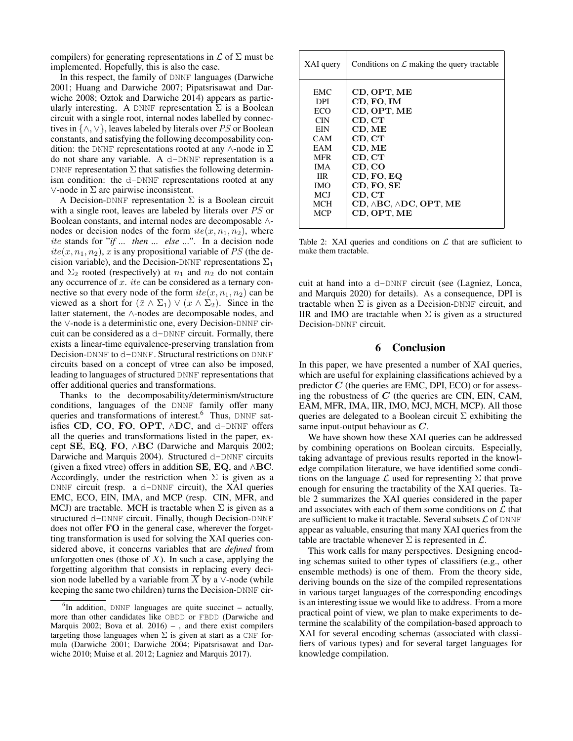compilers) for generating representations in $\mathcal{L}$ of $\Sigma$ must be implemented. Hopefully, this is also the case.

In this respect, the family of DNNF languages (Darwiche 2001; Huang and Darwiche 2007; Pipatsrisawat and Darwiche 2008; Oztok and Darwiche 2014) appears as particularly interesting. A DNNF representation $\Sigma$ is a Boolean circuit with a single root, internal nodes labelled by connectives in $\{\wedge, \vee\}$, leaves labeled by literals over $PS$ or Boolean constants, and satisfying the following decomposability condition: the DNNF representations rooted at any $\wedge$-node in $\Sigma$ do not share any variable. A d-DNNF representation is a DNNF representation $\Sigma$ that satisfies the following determinism condition: the d-DNNF representations rooted at any $\vee$-node in $\Sigma$ are pairwise inconsistent.

A Decision-DNNF representation $\Sigma$ is a Boolean circuit with a single root, leaves are labeled by literals over $PS$ or Boolean constants, and internal nodes are decomposable $\wedge$-nodes or decision nodes of the form $ite(x, n_1, n_2)$, where $ite$ stands for "*if ... then ... else ...*". In a decision node $ite(x, n_1, n_2)$, $x$ is any propositional variable of $PS$ (the decision variable), and the Decision-DNNF representations $\Sigma_1$ and $\Sigma_2$ rooted (respectively) at $n_1$ and $n_2$ do not contain any occurrence of $x$. $ite$ can be considered as a ternary connective so that every node of the form $ite(x, n_1, n_2)$ can be viewed as a short for $(\bar{x} \wedge \Sigma_1) \vee (x \wedge \Sigma_2)$. Since in the latter statement, the $\wedge$-nodes are decomposable nodes, and the $\vee$-node is a deterministic one, every Decision-DNNF circuit can be considered as a d-DNNF circuit. Formally, there exists a linear-time equivalence-preserving translation from Decision-DNNF to d-DNNF. Structural restrictions on DNNF circuits based on a concept of vtree can also be imposed, leading to languages of structured DNNF representations that offer additional queries and transformations.

Thanks to the decomposability/determinism/structure conditions, languages of the DNNF family offer many queries and transformations of interest.[6] Thus, DNNF satisfies **CD**, **CO**, **FO**, **OPT**, $\wedge$**DC**, and d-DNNF offers all the queries and transformations listed in the paper, except **SE**, **EQ**, **FO**, $\wedge$**BC** (Darwiche and Marquis 2002; Darwiche and Marquis 2004). Structured d-DNNF circuits (given a fixed vtree) offers in addition **SE**, **EQ**, and $\wedge$**BC**. Accordingly, under the restriction when $\Sigma$ is given as a DNNF circuit (resp. a d-DNNF circuit), the XAI queries EMC, ECO, EIN, IMA, and MCP (resp. CIN, MFR, and MCJ) are tractable. MCH is tractable when $\Sigma$ is given as a structured d-DNNF circuit. Finally, though Decision-DNNF does not offer **FO** in the general case, wherever the forgetting transformation is used for solving the XAI queries considered above, it concerns variables that are *defined* from unforgotten ones (those of $X$). In such a case, applying the forgetting algorithm that consists in replacing every decision node labelled by a variable from $\overline{X}$ by a $\vee$-node (while keeping the same two children) turns the Decision-DNNF circuit at hand into a d-DNNF circuit (see (Lagniez, Lonca, and Marquis 2020) for details). As a consequence, DPI is tractable when $\Sigma$ is given as a Decision-DNNF circuit, and IIR and IMO are tractable when $\Sigma$ is given as a structured Decision-DNNF circuit.

[6] In addition, DNNF languages are quite succinct – actually, more than other candidates like OBDD or FBDD (Darwiche and Marquis 2002; Bova et al. 2016) – , and there exist compilers targeting those languages when $\Sigma$ is given at start as a CNF formula (Darwiche 2001; Darwiche 2004; Pipatsrisawat and Darwiche 2010; Muise et al. 2012; Lagniez and Marquis 2017).

| XAI query | Conditions on $\mathcal{L}$ making the query tractable |
|---|---|
| EMC | **CD**, **OPT**, **ME** |
| DPI | **CD**, **FO**, **IM** |
| ECO | **CD**, **OPT**, **ME** |
| CIN | **CD**, **CT** |
| EIN | **CD**, **ME** |
| CAM | **CD**, **CT** |
| EAM | **CD**, **ME** |
| MFR | **CD**, **CT** |
| IMA | **CD**, **CO** |
| IIR | **CD**, **FO**, **EQ** |
| IMO | **CD**, **FO**, **SE** |
| MCJ | **CD**, **CT** |
| MCH | **CD**, $\wedge$**BC**, $\wedge$**DC**, **OPT**, **ME** |
| MCP | **CD**, **OPT**, **ME** |

Table 2: XAI queries and conditions on $\mathcal{L}$ that are sufficient to make them tractable.

## 6 Conclusion

In this paper, we have presented a number of XAI queries, which are useful for explaining classifications achieved by a predictor $\boldsymbol{C}$ (the queries are EMC, DPI, ECO) or for assessing the robustness of $\boldsymbol{C}$ (the queries are CIN, EIN, CAM, EAM, MFR, IMA, IIR, IMO, MCJ, MCH, MCP). All those queries are delegated to a Boolean circuit $\Sigma$ exhibiting the same input-output behaviour as $\boldsymbol{C}$.

We have shown how these XAI queries can be addressed by combining operations on Boolean circuits. Especially, taking advantage of previous results reported in the knowledge compilation literature, we have identified some conditions on the language $\mathcal{L}$ used for representing $\Sigma$ that prove enough for ensuring the tractability of the XAI queries. Table 2 summarizes the XAI queries considered in the paper and associates with each of them some conditions on $\mathcal{L}$ that are sufficient to make it tractable. Several subsets $\mathcal{L}$ of DNNF appear as valuable, ensuring that many XAI queries from the table are tractable whenever $\Sigma$ is represented in $\mathcal{L}$.

This work calls for many perspectives. Designing encoding schemas suited to other types of classifiers (e.g., other ensemble methods) is one of them. From the theory side, deriving bounds on the size of the compiled representations in various target languages of the corresponding encodings is an interesting issue we would like to address. From a more practical point of view, we plan to make experiments to determine the scalability of the compilation-based approach to XAI for several encoding schemas (associated with classifiers of various types) and for several target languages for knowledge compilation.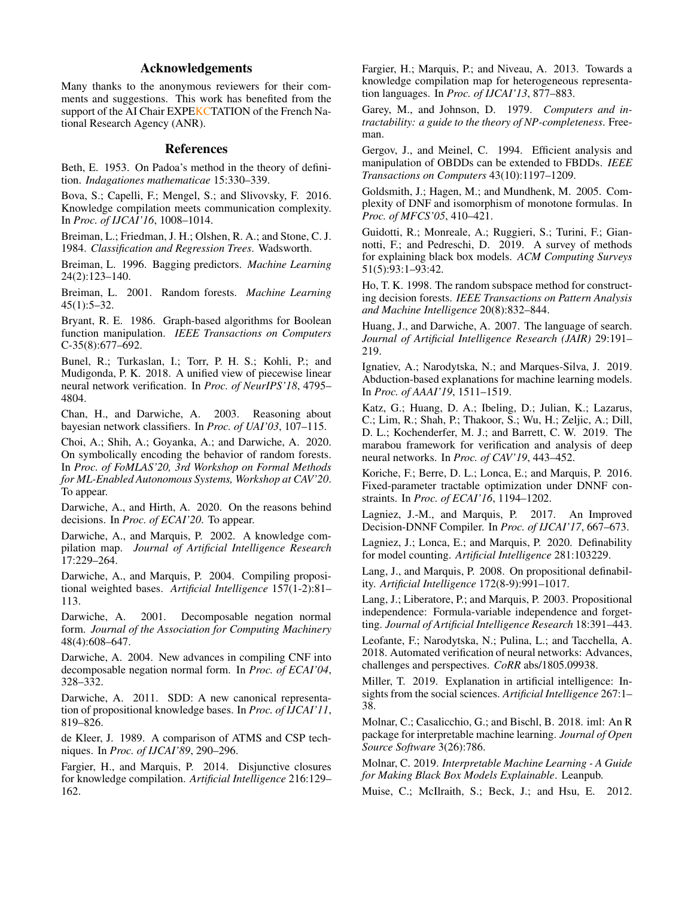## Acknowledgements

Many thanks to the anonymous reviewers for their comments and suggestions. This work has benefited from the support of the AI Chair EXPEKCTATION of the French National Research Agency (ANR).

## References

Beth, E. 1953. On Padoa's method in the theory of definition. *Indagationes mathematicae* 15:330–339.

Bova, S.; Capelli, F.; Mengel, S.; and Slivovsky, F. 2016. Knowledge compilation meets communication complexity. In *Proc. of IJCAI'16*, 1008–1014.

Breiman, L.; Friedman, J. H.; Olshen, R. A.; and Stone, C. J. 1984. *Classification and Regression Trees*. Wadsworth.

Breiman, L. 1996. Bagging predictors. *Machine Learning* 24(2):123–140.

Breiman, L. 2001. Random forests. *Machine Learning* 45(1):5–32.

Bryant, R. E. 1986. Graph-based algorithms for Boolean function manipulation. *IEEE Transactions on Computers* C-35(8):677–692.

Bunel, R.; Turkaslan, I.; Torr, P. H. S.; Kohli, P.; and Mudigonda, P. K. 2018. A unified view of piecewise linear neural network verification. In *Proc. of NeurIPS'18*, 4795–4804.

Chan, H., and Darwiche, A. 2003. Reasoning about bayesian network classifiers. In *Proc. of UAI'03*, 107–115.

Choi, A.; Shih, A.; Goyanka, A.; and Darwiche, A. 2020. On symbolically encoding the behavior of random forests. In *Proc. of FoMLAS'20, 3rd Workshop on Formal Methods for ML-Enabled Autonomous Systems, Workshop at CAV'20*. To appear.

Darwiche, A., and Hirth, A. 2020. On the reasons behind decisions. In *Proc. of ECAI'20*. To appear.

Darwiche, A., and Marquis, P. 2002. A knowledge compilation map. *Journal of Artificial Intelligence Research* 17:229–264.

Darwiche, A., and Marquis, P. 2004. Compiling propositional weighted bases. *Artificial Intelligence* 157(1-2):81–113.

Darwiche, A. 2001. Decomposable negation normal form. *Journal of the Association for Computing Machinery* 48(4):608–647.

Darwiche, A. 2004. New advances in compiling CNF into decomposable negation normal form. In *Proc. of ECAI'04*, 328–332.

Darwiche, A. 2011. SDD: A new canonical representation of propositional knowledge bases. In *Proc. of IJCAI'11*, 819–826.

de Kleer, J. 1989. A comparison of ATMS and CSP techniques. In *Proc. of IJCAI'89*, 290–296.

Fargier, H., and Marquis, P. 2014. Disjunctive closures for knowledge compilation. *Artificial Intelligence* 216:129–162.

Fargier, H.; Marquis, P.; and Niveau, A. 2013. Towards a knowledge compilation map for heterogeneous representation languages. In *Proc. of IJCAI'13*, 877–883.

Garey, M., and Johnson, D. 1979. *Computers and intractability: a guide to the theory of NP-completeness*. Freeman.

Gergov, J., and Meinel, C. 1994. Efficient analysis and manipulation of OBDDs can be extended to FBDDs. *IEEE Transactions on Computers* 43(10):1197–1209.

Goldsmith, J.; Hagen, M.; and Mundhenk, M. 2005. Complexity of DNF and isomorphism of monotone formulas. In *Proc. of MFCS'05*, 410–421.

Guidotti, R.; Monreale, A.; Ruggieri, S.; Turini, F.; Giannotti, F.; and Pedreschi, D. 2019. A survey of methods for explaining black box models. *ACM Computing Surveys* 51(5):93:1–93:42.

Ho, T. K. 1998. The random subspace method for constructing decision forests. *IEEE Transactions on Pattern Analysis and Machine Intelligence* 20(8):832–844.

Huang, J., and Darwiche, A. 2007. The language of search. *Journal of Artificial Intelligence Research (JAIR)* 29:191–219.

Ignatiev, A.; Narodytska, N.; and Marques-Silva, J. 2019. Abduction-based explanations for machine learning models. In *Proc. of AAAI'19*, 1511–1519.

Katz, G.; Huang, D. A.; Ibeling, D.; Julian, K.; Lazarus, C.; Lim, R.; Shah, P.; Thakoor, S.; Wu, H.; Zeljic, A.; Dill, D. L.; Kochenderfer, M. J.; and Barrett, C. W. 2019. The marabou framework for verification and analysis of deep neural networks. In *Proc. of CAV'19*, 443–452.

Koriche, F.; Berre, D. L.; Lonca, E.; and Marquis, P. 2016. Fixed-parameter tractable optimization under DNNF constraints. In *Proc. of ECAI'16*, 1194–1202.

Lagniez, J.-M., and Marquis, P. 2017. An Improved Decision-DNNF Compiler. In *Proc. of IJCAI'17*, 667–673.

Lagniez, J.; Lonca, E.; and Marquis, P. 2020. Definability for model counting. *Artificial Intelligence* 281:103229.

Lang, J., and Marquis, P. 2008. On propositional definability. *Artificial Intelligence* 172(8-9):991–1017.

Lang, J.; Liberatore, P.; and Marquis, P. 2003. Propositional independence: Formula-variable independence and forgetting. *Journal of Artificial Intelligence Research* 18:391–443.

Leofante, F.; Narodytska, N.; Pulina, L.; and Tacchella, A. 2018. Automated verification of neural networks: Advances, challenges and perspectives. *CoRR* abs/1805.09938.

Miller, T. 2019. Explanation in artificial intelligence: Insights from the social sciences. *Artificial Intelligence* 267:1–38.

Molnar, C.; Casalicchio, G.; and Bischl, B. 2018. iml: An R package for interpretable machine learning. *Journal of Open Source Software* 3(26):786.

Molnar, C. 2019. *Interpretable Machine Learning - A Guide for Making Black Box Models Explainable*. Leanpub.

Muise, C.; McIlraith, S.; Beck, J.; and Hsu, E. 2012.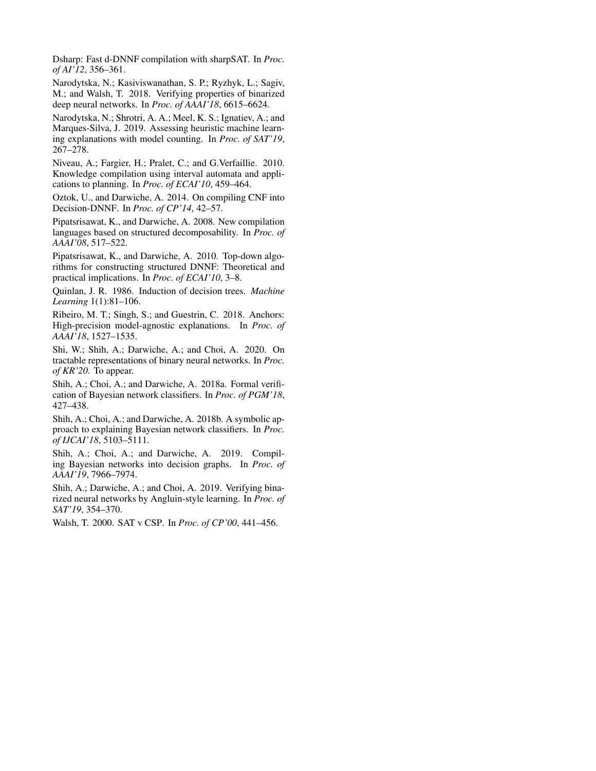Dsharp: Fast d-DNNF compilation with sharpSAT. In *Proc. of AI'12*, 356–361.

Narodytska, N.; Kasiviswanathan, S. P.; Ryzhyk, L.; Sagiv, M.; and Walsh, T. 2018. Verifying properties of binarized deep neural networks. In *Proc. of AAAI'18*, 6615–6624.

Narodytska, N.; Shrotri, A. A.; Meel, K. S.; Ignatiev, A.; and Marques-Silva, J. 2019. Assessing heuristic machine learning explanations with model counting. In *Proc. of SAT'19*, 267–278.

Niveau, A.; Fargier, H.; Pralet, C.; and G.Verfaillie. 2010. Knowledge compilation using interval automata and applications to planning. In *Proc. of ECAI'10*, 459–464.

Oztok, U., and Darwiche, A. 2014. On compiling CNF into Decision-DNNF. In *Proc. of CP'14*, 42–57.

Pipatsrisawat, K., and Darwiche, A. 2008. New compilation languages based on structured decomposability. In *Proc. of AAAI'08*, 517–522.

Pipatsrisawat, K., and Darwiche, A. 2010. Top-down algorithms for constructing structured DNNF: Theoretical and practical implications. In *Proc. of ECAI'10*, 3–8.

Quinlan, J. R. 1986. Induction of decision trees. *Machine Learning* 1(1):81–106.

Ribeiro, M. T.; Singh, S.; and Guestrin, C. 2018. Anchors: High-precision model-agnostic explanations. In *Proc. of AAAI'18*, 1527–1535.

Shi, W.; Shih, A.; Darwiche, A.; and Choi, A. 2020. On tractable representations of binary neural networks. In *Proc. of KR'20*. To appear.

Shih, A.; Choi, A.; and Darwiche, A. 2018a. Formal verification of Bayesian network classifiers. In *Proc. of PGM'18*, 427–438.

Shih, A.; Choi, A.; and Darwiche, A. 2018b. A symbolic approach to explaining Bayesian network classifiers. In *Proc. of IJCAI'18*, 5103–5111.

Shih, A.; Choi, A.; and Darwiche, A. 2019. Compiling Bayesian networks into decision graphs. In *Proc. of AAAI'19*, 7966–7974.

Shih, A.; Darwiche, A.; and Choi, A. 2019. Verifying binarized neural networks by Angluin-style learning. In *Proc. of SAT'19*, 354–370.

Walsh, T. 2000. SAT v CSP. In *Proc. of CP'00*, 441–456.